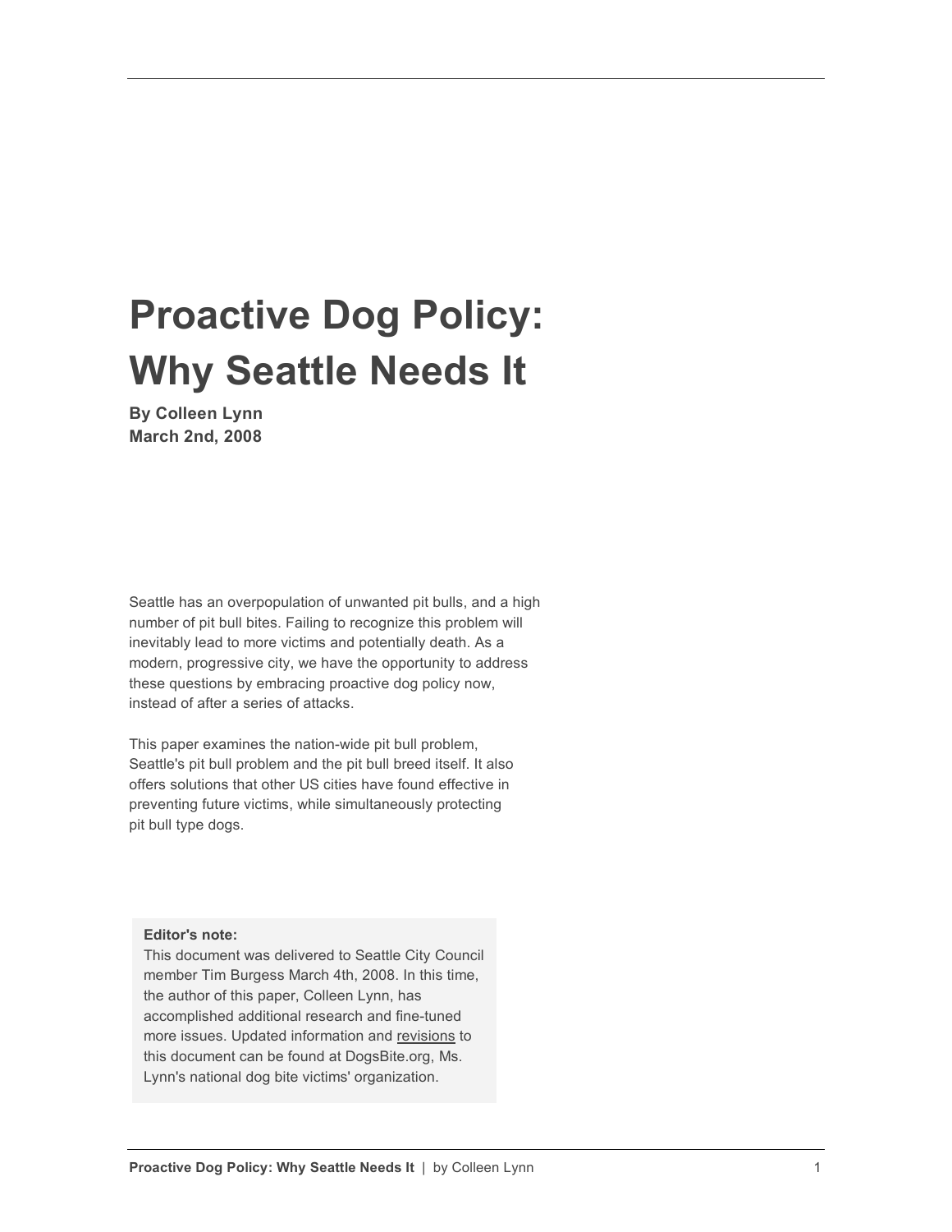# Proactive Dog Policy: Why Seattle Needs It

**By Colleen Lynn**
**March 2nd, 2008**

Seattle has an overpopulation of unwanted pit bulls, and a high number of pit bull bites. Failing to recognize this problem will inevitably lead to more victims and potentially death. As a modern, progressive city, we have the opportunity to address these questions by embracing proactive dog policy now, instead of after a series of attacks.

This paper examines the nation-wide pit bull problem, Seattle's pit bull problem and the pit bull breed itself. It also offers solutions that other US cities have found effective in preventing future victims, while simultaneously protecting pit bull type dogs.

> **Editor's note:**
> This document was delivered to Seattle City Council member Tim Burgess March 4th, 2008. In this time, the author of this paper, Colleen Lynn, has accomplished additional research and fine-tuned more issues. Updated information and revisions to this document can be found at DogsBite.org, Ms. Lynn's national dog bite victims' organization.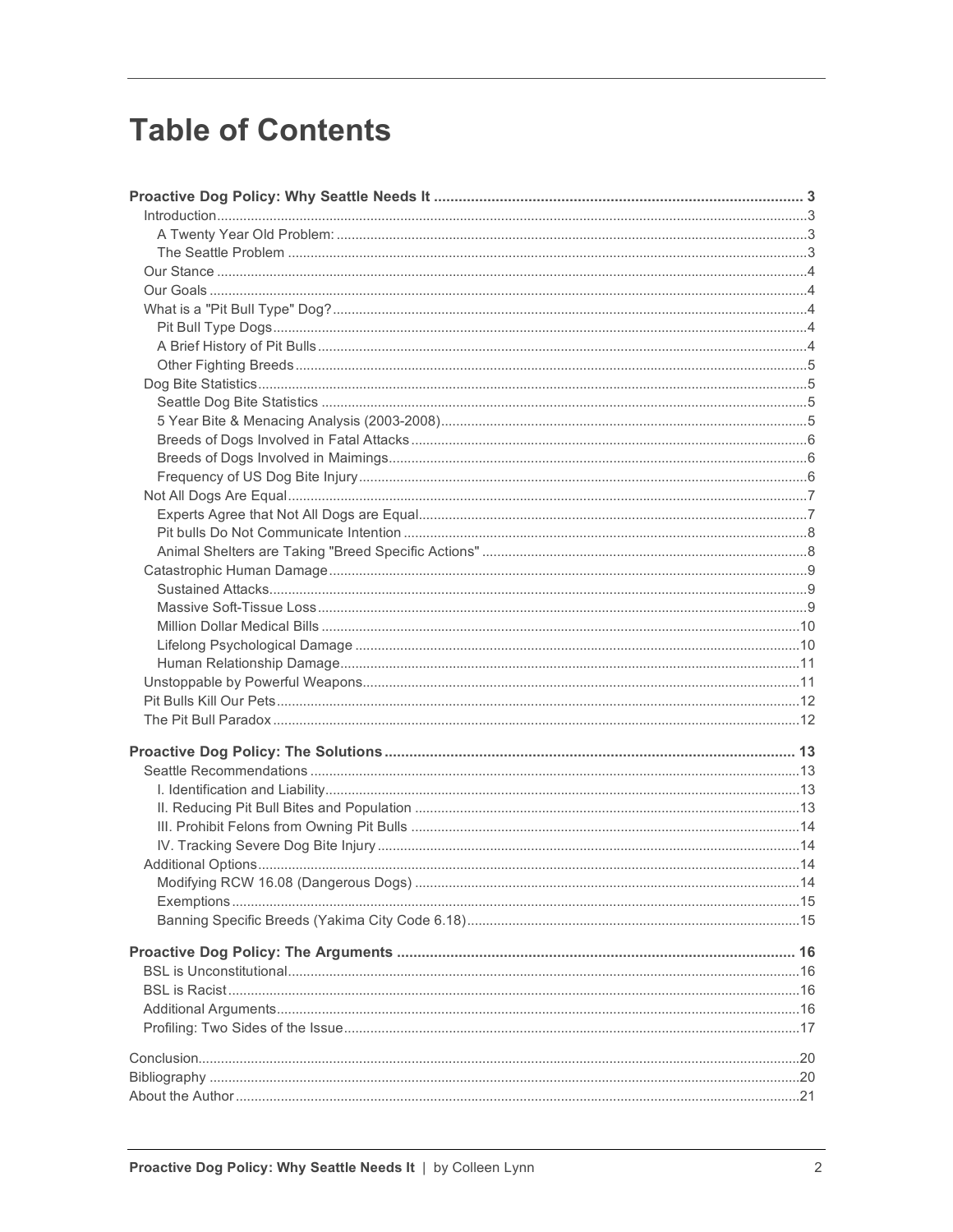# Table of Contents

**Proactive Dog Policy: Why Seattle Needs It** ........ **3**
- Introduction ........ 3
  - A Twenty Year Old Problem: ........ 3
  - The Seattle Problem ........ 3
- Our Stance ........ 4
- Our Goals ........ 4
- What is a "Pit Bull Type" Dog? ........ 4
  - Pit Bull Type Dogs ........ 4
  - A Brief History of Pit Bulls ........ 4
  - Other Fighting Breeds ........ 5
- Dog Bite Statistics ........ 5
  - Seattle Dog Bite Statistics ........ 5
  - 5 Year Bite & Menacing Analysis (2003-2008) ........ 5
  - Breeds of Dogs Involved in Fatal Attacks ........ 6
  - Breeds of Dogs Involved in Maimings ........ 6
  - Frequency of US Dog Bite Injury ........ 6
- Not All Dogs Are Equal ........ 7
  - Experts Agree that Not All Dogs are Equal ........ 7
  - Pit bulls Do Not Communicate Intention ........ 8
  - Animal Shelters are Taking "Breed Specific Actions" ........ 8
- Catastrophic Human Damage ........ 9
  - Sustained Attacks ........ 9
  - Massive Soft-Tissue Loss ........ 9
  - Million Dollar Medical Bills ........ 10
  - Lifelong Psychological Damage ........ 10
  - Human Relationship Damage ........ 11
- Unstoppable by Powerful Weapons ........ 11
- Pit Bulls Kill Our Pets ........ 12
- The Pit Bull Paradox ........ 12

**Proactive Dog Policy: The Solutions** ........ **13**
- Seattle Recommendations ........ 13
  - I. Identification and Liability ........ 13
  - II. Reducing Pit Bull Bites and Population ........ 13
  - III. Prohibit Felons from Owning Pit Bulls ........ 14
  - IV. Tracking Severe Dog Bite Injury ........ 14
- Additional Options ........ 14
  - Modifying RCW 16.08 (Dangerous Dogs) ........ 14
  - Exemptions ........ 15
  - Banning Specific Breeds (Yakima City Code 6.18) ........ 15

**Proactive Dog Policy: The Arguments** ........ **16**
- BSL is Unconstitutional ........ 16
- BSL is Racist ........ 16
- Additional Arguments ........ 16
- Profiling: Two Sides of the Issue ........ 17

Conclusion ........ 20
Bibliography ........ 20
About the Author ........ 21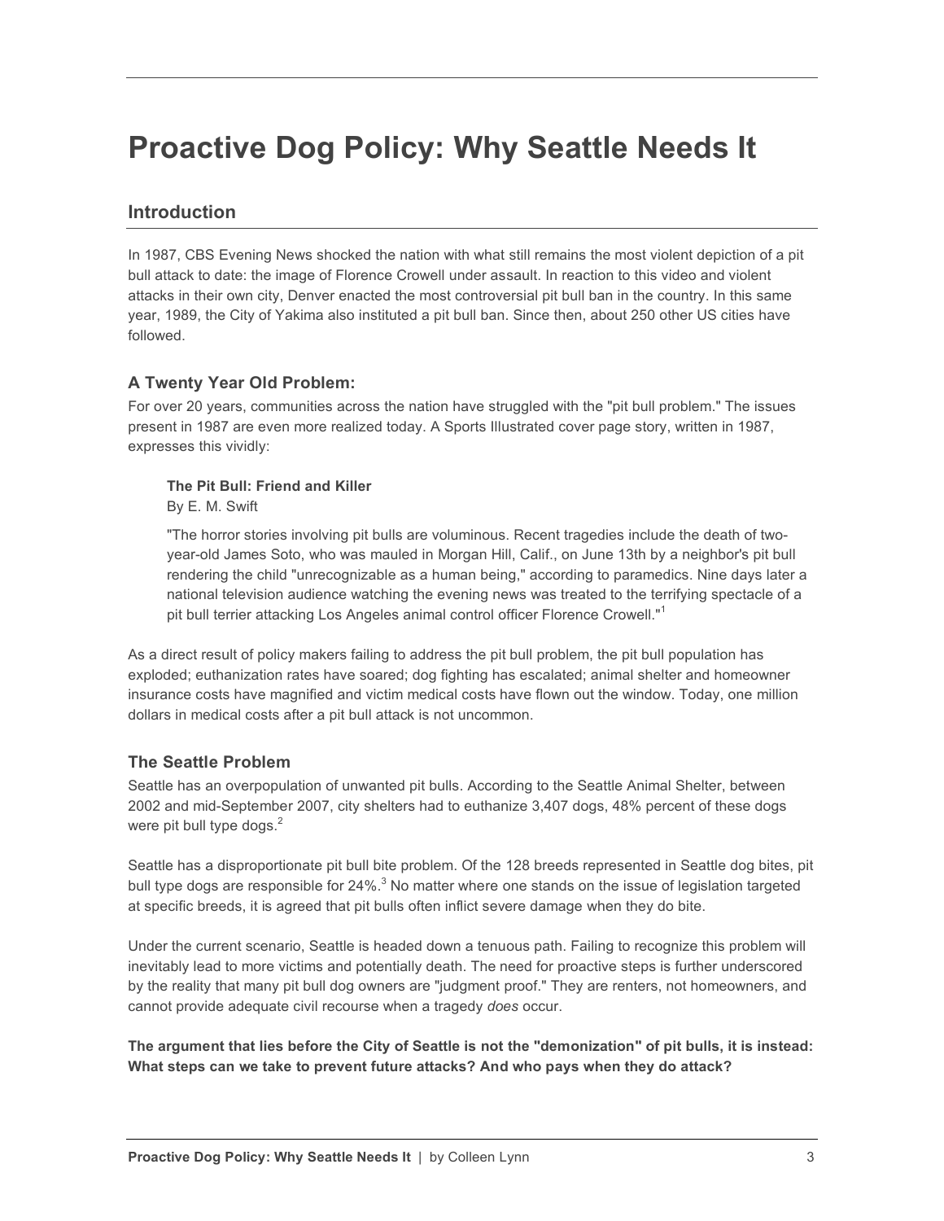# Proactive Dog Policy: Why Seattle Needs It

## Introduction

In 1987, CBS Evening News shocked the nation with what still remains the most violent depiction of a pit bull attack to date: the image of Florence Crowell under assault. In reaction to this video and violent attacks in their own city, Denver enacted the most controversial pit bull ban in the country. In this same year, 1989, the City of Yakima also instituted a pit bull ban. Since then, about 250 other US cities have followed.

### A Twenty Year Old Problem:

For over 20 years, communities across the nation have struggled with the "pit bull problem." The issues present in 1987 are even more realized today. A Sports Illustrated cover page story, written in 1987, expresses this vividly:

> **The Pit Bull: Friend and Killer**
> By E. M. Swift
>
> "The horror stories involving pit bulls are voluminous. Recent tragedies include the death of two-year-old James Soto, who was mauled in Morgan Hill, Calif., on June 13th by a neighbor's pit bull rendering the child "unrecognizable as a human being," according to paramedics. Nine days later a national television audience watching the evening news was treated to the terrifying spectacle of a pit bull terrier attacking Los Angeles animal control officer Florence Crowell."[1]

As a direct result of policy makers failing to address the pit bull problem, the pit bull population has exploded; euthanization rates have soared; dog fighting has escalated; animal shelter and homeowner insurance costs have magnified and victim medical costs have flown out the window. Today, one million dollars in medical costs after a pit bull attack is not uncommon.

### The Seattle Problem

Seattle has an overpopulation of unwanted pit bulls. According to the Seattle Animal Shelter, between 2002 and mid-September 2007, city shelters had to euthanize 3,407 dogs, 48% percent of these dogs were pit bull type dogs.[2]

Seattle has a disproportionate pit bull bite problem. Of the 128 breeds represented in Seattle dog bites, pit bull type dogs are responsible for 24%.[3] No matter where one stands on the issue of legislation targeted at specific breeds, it is agreed that pit bulls often inflict severe damage when they do bite.

Under the current scenario, Seattle is headed down a tenuous path. Failing to recognize this problem will inevitably lead to more victims and potentially death. The need for proactive steps is further underscored by the reality that many pit bull dog owners are "judgment proof." They are renters, not homeowners, and cannot provide adequate civil recourse when a tragedy *does* occur.

**The argument that lies before the City of Seattle is not the "demonization" of pit bulls, it is instead: What steps can we take to prevent future attacks? And who pays when they do attack?**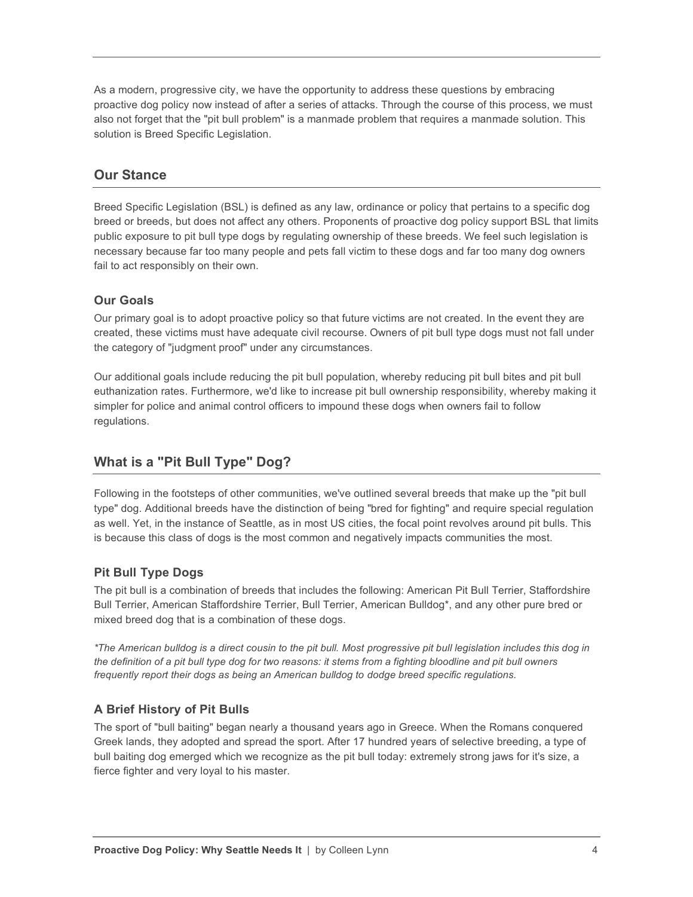As a modern, progressive city, we have the opportunity to address these questions by embracing proactive dog policy now instead of after a series of attacks. Through the course of this process, we must also not forget that the "pit bull problem" is a manmade problem that requires a manmade solution. This solution is Breed Specific Legislation.

## Our Stance

Breed Specific Legislation (BSL) is defined as any law, ordinance or policy that pertains to a specific dog breed or breeds, but does not affect any others. Proponents of proactive dog policy support BSL that limits public exposure to pit bull type dogs by regulating ownership of these breeds. We feel such legislation is necessary because far too many people and pets fall victim to these dogs and far too many dog owners fail to act responsibly on their own.

### Our Goals

Our primary goal is to adopt proactive policy so that future victims are not created. In the event they are created, these victims must have adequate civil recourse. Owners of pit bull type dogs must not fall under the category of "judgment proof" under any circumstances.

Our additional goals include reducing the pit bull population, whereby reducing pit bull bites and pit bull euthanization rates. Furthermore, we'd like to increase pit bull ownership responsibility, whereby making it simpler for police and animal control officers to impound these dogs when owners fail to follow regulations.

## What is a "Pit Bull Type" Dog?

Following in the footsteps of other communities, we've outlined several breeds that make up the "pit bull type" dog. Additional breeds have the distinction of being "bred for fighting" and require special regulation as well. Yet, in the instance of Seattle, as in most US cities, the focal point revolves around pit bulls. This is because this class of dogs is the most common and negatively impacts communities the most.

### Pit Bull Type Dogs

The pit bull is a combination of breeds that includes the following: American Pit Bull Terrier, Staffordshire Bull Terrier, American Staffordshire Terrier, Bull Terrier, American Bulldog*, and any other pure bred or mixed breed dog that is a combination of these dogs.

*\*The American bulldog is a direct cousin to the pit bull. Most progressive pit bull legislation includes this dog in the definition of a pit bull type dog for two reasons: it stems from a fighting bloodline and pit bull owners frequently report their dogs as being an American bulldog to dodge breed specific regulations.*

### A Brief History of Pit Bulls

The sport of "bull baiting" began nearly a thousand years ago in Greece. When the Romans conquered Greek lands, they adopted and spread the sport. After 17 hundred years of selective breeding, a type of bull baiting dog emerged which we recognize as the pit bull today: extremely strong jaws for it's size, a fierce fighter and very loyal to his master.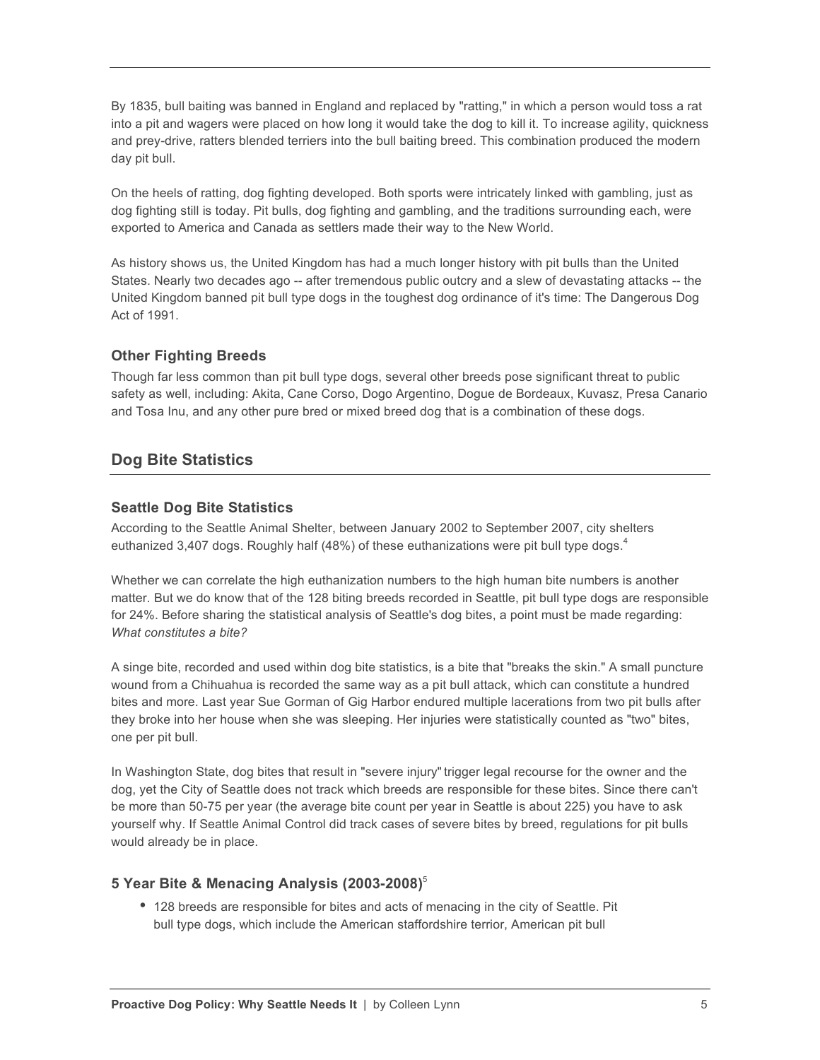By 1835, bull baiting was banned in England and replaced by "ratting," in which a person would toss a rat into a pit and wagers were placed on how long it would take the dog to kill it. To increase agility, quickness and prey-drive, ratters blended terriers into the bull baiting breed. This combination produced the modern day pit bull.

On the heels of ratting, dog fighting developed. Both sports were intricately linked with gambling, just as dog fighting still is today. Pit bulls, dog fighting and gambling, and the traditions surrounding each, were exported to America and Canada as settlers made their way to the New World.

As history shows us, the United Kingdom has had a much longer history with pit bulls than the United States. Nearly two decades ago -- after tremendous public outcry and a slew of devastating attacks -- the United Kingdom banned pit bull type dogs in the toughest dog ordinance of it's time: The Dangerous Dog Act of 1991.

### Other Fighting Breeds

Though far less common than pit bull type dogs, several other breeds pose significant threat to public safety as well, including: Akita, Cane Corso, Dogo Argentino, Dogue de Bordeaux, Kuvasz, Presa Canario and Tosa Inu, and any other pure bred or mixed breed dog that is a combination of these dogs.

## Dog Bite Statistics

### Seattle Dog Bite Statistics

According to the Seattle Animal Shelter, between January 2002 to September 2007, city shelters euthanized 3,407 dogs. Roughly half (48%) of these euthanizations were pit bull type dogs.[4]

Whether we can correlate the high euthanization numbers to the high human bite numbers is another matter. But we do know that of the 128 biting breeds recorded in Seattle, pit bull type dogs are responsible for 24%. Before sharing the statistical analysis of Seattle's dog bites, a point must be made regarding: *What constitutes a bite?*

A singe bite, recorded and used within dog bite statistics, is a bite that "breaks the skin." A small puncture wound from a Chihuahua is recorded the same way as a pit bull attack, which can constitute a hundred bites and more. Last year Sue Gorman of Gig Harbor endured multiple lacerations from two pit bulls after they broke into her house when she was sleeping. Her injuries were statistically counted as "two" bites, one per pit bull.

In Washington State, dog bites that result in "severe injury" trigger legal recourse for the owner and the dog, yet the City of Seattle does not track which breeds are responsible for these bites. Since there can't be more than 50-75 per year (the average bite count per year in Seattle is about 225) you have to ask yourself why. If Seattle Animal Control did track cases of severe bites by breed, regulations for pit bulls would already be in place.

### 5 Year Bite & Menacing Analysis (2003-2008)[5]

- 128 breeds are responsible for bites and acts of menacing in the city of Seattle. Pit bull type dogs, which include the American staffordshire terrior, American pit bull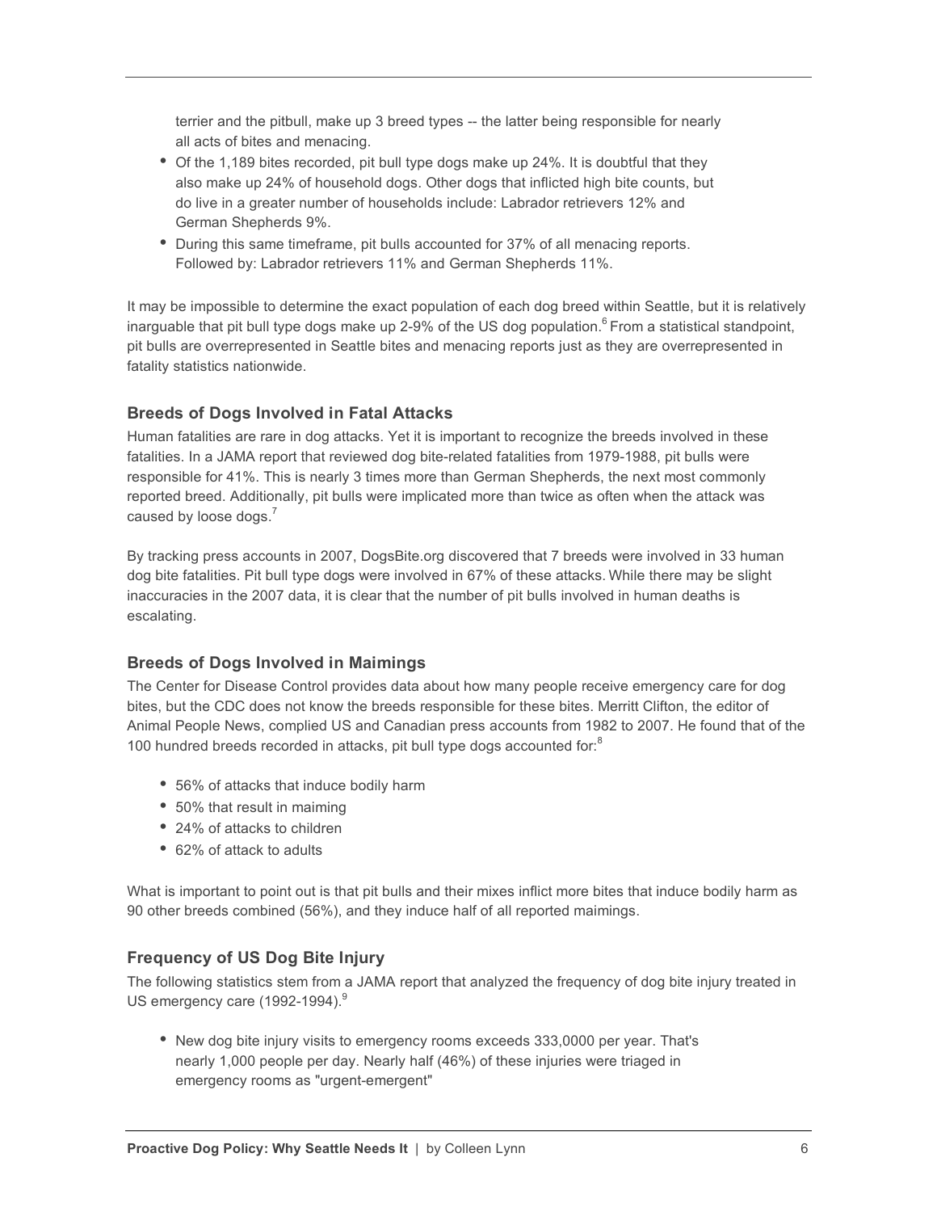terrier and the pitbull, make up 3 breed types -- the latter being responsible for nearly all acts of bites and menacing.

- Of the 1,189 bites recorded, pit bull type dogs make up 24%. It is doubtful that they also make up 24% of household dogs. Other dogs that inflicted high bite counts, but do live in a greater number of households include: Labrador retrievers 12% and German Shepherds 9%.
- During this same timeframe, pit bulls accounted for 37% of all menacing reports. Followed by: Labrador retrievers 11% and German Shepherds 11%.

It may be impossible to determine the exact population of each dog breed within Seattle, but it is relatively inarguable that pit bull type dogs make up 2-9% of the US dog population.[6] From a statistical standpoint, pit bulls are overrepresented in Seattle bites and menacing reports just as they are overrepresented in fatality statistics nationwide.

### Breeds of Dogs Involved in Fatal Attacks

Human fatalities are rare in dog attacks. Yet it is important to recognize the breeds involved in these fatalities. In a JAMA report that reviewed dog bite-related fatalities from 1979-1988, pit bulls were responsible for 41%. This is nearly 3 times more than German Shepherds, the next most commonly reported breed. Additionally, pit bulls were implicated more than twice as often when the attack was caused by loose dogs.[7]

By tracking press accounts in 2007, DogsBite.org discovered that 7 breeds were involved in 33 human dog bite fatalities. Pit bull type dogs were involved in 67% of these attacks. While there may be slight inaccuracies in the 2007 data, it is clear that the number of pit bulls involved in human deaths is escalating.

### Breeds of Dogs Involved in Maimings

The Center for Disease Control provides data about how many people receive emergency care for dog bites, but the CDC does not know the breeds responsible for these bites. Merritt Clifton, the editor of Animal People News, complied US and Canadian press accounts from 1982 to 2007. He found that of the 100 hundred breeds recorded in attacks, pit bull type dogs accounted for:[8]

- 56% of attacks that induce bodily harm
- 50% that result in maiming
- 24% of attacks to children
- 62% of attack to adults

What is important to point out is that pit bulls and their mixes inflict more bites that induce bodily harm as 90 other breeds combined (56%), and they induce half of all reported maimings.

### Frequency of US Dog Bite Injury

The following statistics stem from a JAMA report that analyzed the frequency of dog bite injury treated in US emergency care (1992-1994).[9]

- New dog bite injury visits to emergency rooms exceeds 333,0000 per year. That's nearly 1,000 people per day. Nearly half (46%) of these injuries were triaged in emergency rooms as "urgent-emergent"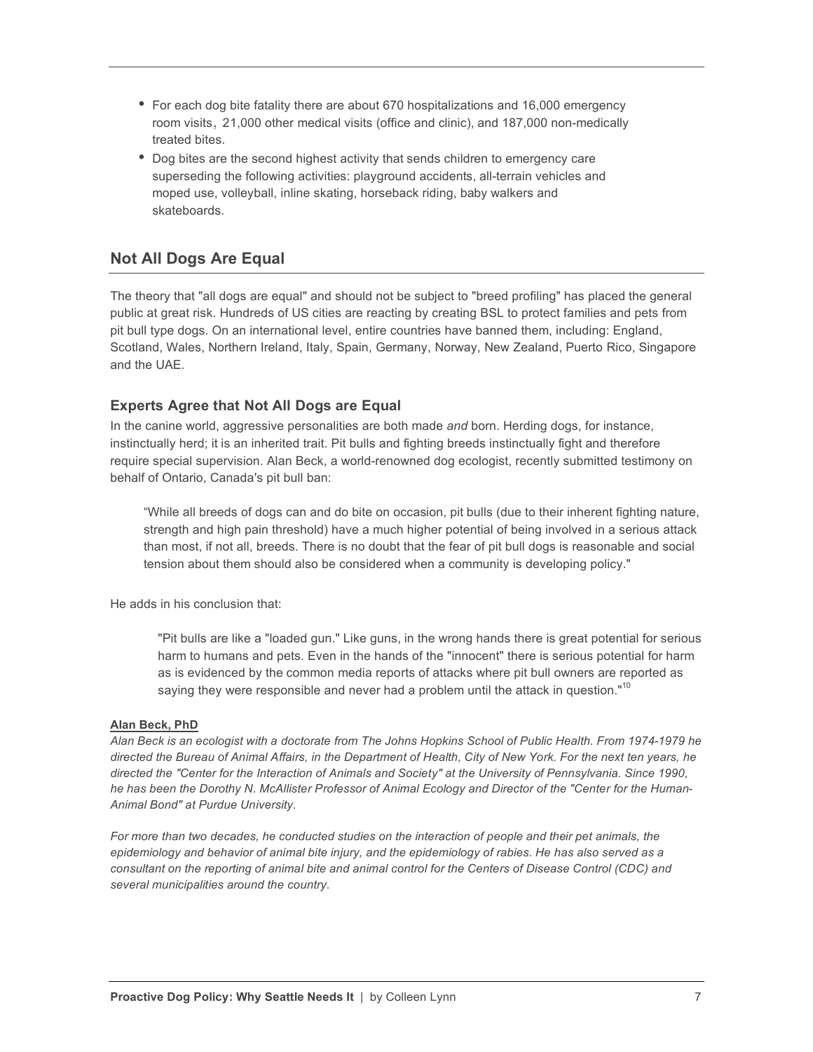- For each dog bite fatality there are about 670 hospitalizations and 16,000 emergency room visits, 21,000 other medical visits (office and clinic), and 187,000 non-medically treated bites.
- Dog bites are the second highest activity that sends children to emergency care superseding the following activities: playground accidents, all-terrain vehicles and moped use, volleyball, inline skating, horseback riding, baby walkers and skateboards.

## Not All Dogs Are Equal

The theory that "all dogs are equal" and should not be subject to "breed profiling" has placed the general public at great risk. Hundreds of US cities are reacting by creating BSL to protect families and pets from pit bull type dogs. On an international level, entire countries have banned them, including: England, Scotland, Wales, Northern Ireland, Italy, Spain, Germany, Norway, New Zealand, Puerto Rico, Singapore and the UAE.

### Experts Agree that Not All Dogs are Equal

In the canine world, aggressive personalities are both made *and* born. Herding dogs, for instance, instinctually herd; it is an inherited trait. Pit bulls and fighting breeds instinctually fight and therefore require special supervision. Alan Beck, a world-renowned dog ecologist, recently submitted testimony on behalf of Ontario, Canada's pit bull ban:

> “While all breeds of dogs can and do bite on occasion, pit bulls (due to their inherent fighting nature, strength and high pain threshold) have a much higher potential of being involved in a serious attack than most, if not all, breeds. There is no doubt that the fear of pit bull dogs is reasonable and social tension about them should also be considered when a community is developing policy."

He adds in his conclusion that:

> "Pit bulls are like a "loaded gun." Like guns, in the wrong hands there is great potential for serious harm to humans and pets. Even in the hands of the "innocent" there is serious potential for harm as is evidenced by the common media reports of attacks where pit bull owners are reported as saying they were responsible and never had a problem until the attack in question."[10]

**Alan Beck, PhD**

*Alan Beck is an ecologist with a doctorate from The Johns Hopkins School of Public Health. From 1974-1979 he directed the Bureau of Animal Affairs, in the Department of Health, City of New York. For the next ten years, he directed the "Center for the Interaction of Animals and Society" at the University of Pennsylvania. Since 1990, he has been the Dorothy N. McAllister Professor of Animal Ecology and Director of the "Center for the Human-Animal Bond" at Purdue University.*

*For more than two decades, he conducted studies on the interaction of people and their pet animals, the epidemiology and behavior of animal bite injury, and the epidemiology of rabies. He has also served as a consultant on the reporting of animal bite and animal control for the Centers of Disease Control (CDC) and several municipalities around the country.*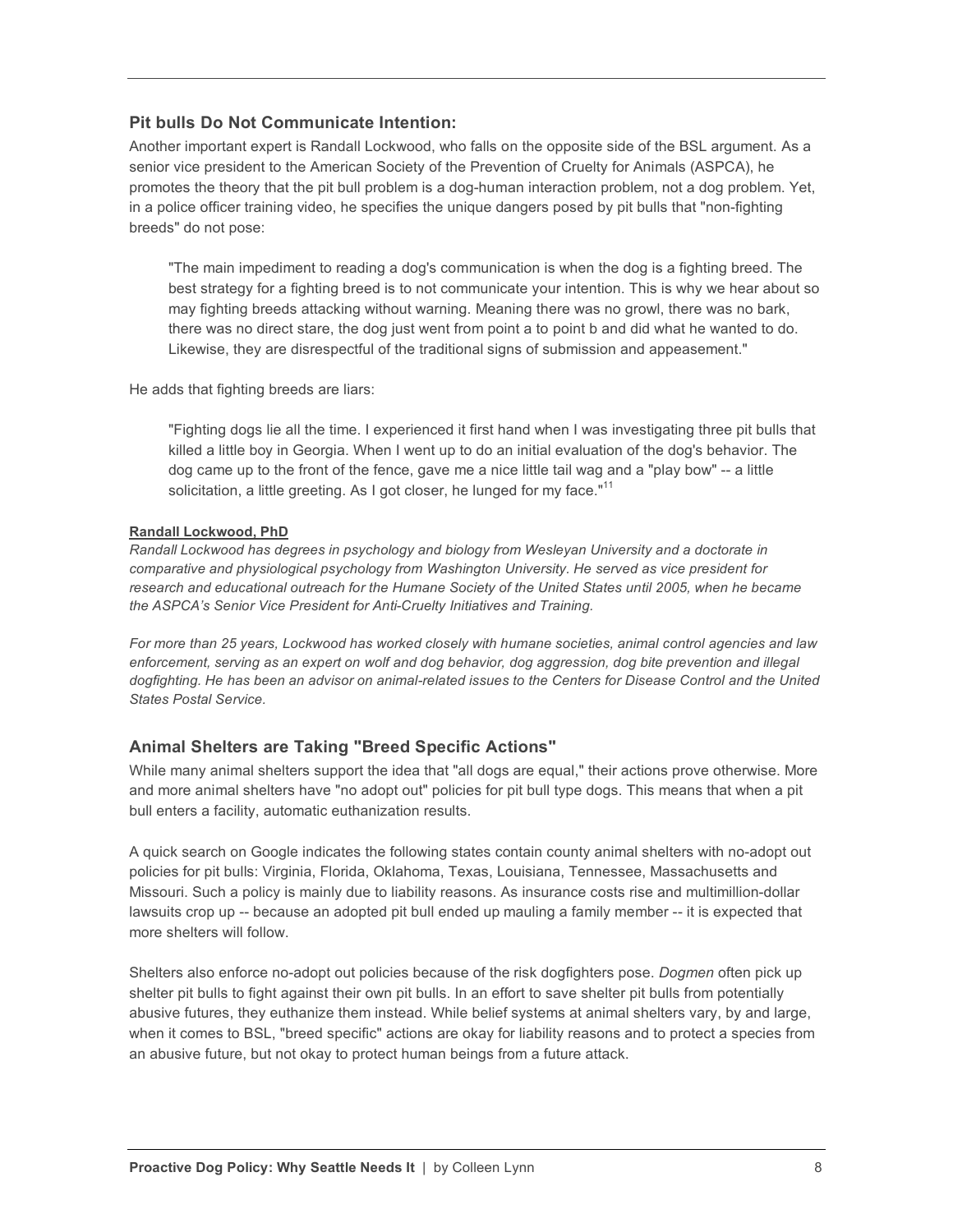### Pit bulls Do Not Communicate Intention:

Another important expert is Randall Lockwood, who falls on the opposite side of the BSL argument. As a senior vice president to the American Society of the Prevention of Cruelty for Animals (ASPCA), he promotes the theory that the pit bull problem is a dog-human interaction problem, not a dog problem. Yet, in a police officer training video, he specifies the unique dangers posed by pit bulls that "non-fighting breeds" do not pose:

> "The main impediment to reading a dog's communication is when the dog is a fighting breed. The best strategy for a fighting breed is to not communicate your intention. This is why we hear about so may fighting breeds attacking without warning. Meaning there was no growl, there was no bark, there was no direct stare, the dog just went from point a to point b and did what he wanted to do. Likewise, they are disrespectful of the traditional signs of submission and appeasement."

He adds that fighting breeds are liars:

> "Fighting dogs lie all the time. I experienced it first hand when I was investigating three pit bulls that killed a little boy in Georgia. When I went up to do an initial evaluation of the dog's behavior. The dog came up to the front of the fence, gave me a nice little tail wag and a "play bow" -- a little solicitation, a little greeting. As I got closer, he lunged for my face."[11]

**Randall Lockwood, PhD**

*Randall Lockwood has degrees in psychology and biology from Wesleyan University and a doctorate in comparative and physiological psychology from Washington University. He served as vice president for research and educational outreach for the Humane Society of the United States until 2005, when he became the ASPCA's Senior Vice President for Anti-Cruelty Initiatives and Training.*

*For more than 25 years, Lockwood has worked closely with humane societies, animal control agencies and law enforcement, serving as an expert on wolf and dog behavior, dog aggression, dog bite prevention and illegal dogfighting. He has been an advisor on animal-related issues to the Centers for Disease Control and the United States Postal Service.*

### Animal Shelters are Taking "Breed Specific Actions"

While many animal shelters support the idea that "all dogs are equal," their actions prove otherwise. More and more animal shelters have "no adopt out" policies for pit bull type dogs. This means that when a pit bull enters a facility, automatic euthanization results.

A quick search on Google indicates the following states contain county animal shelters with no-adopt out policies for pit bulls: Virginia, Florida, Oklahoma, Texas, Louisiana, Tennessee, Massachusetts and Missouri. Such a policy is mainly due to liability reasons. As insurance costs rise and multimillion-dollar lawsuits crop up -- because an adopted pit bull ended up mauling a family member -- it is expected that more shelters will follow.

Shelters also enforce no-adopt out policies because of the risk dogfighters pose. *Dogmen* often pick up shelter pit bulls to fight against their own pit bulls. In an effort to save shelter pit bulls from potentially abusive futures, they euthanize them instead. While belief systems at animal shelters vary, by and large, when it comes to BSL, "breed specific" actions are okay for liability reasons and to protect a species from an abusive future, but not okay to protect human beings from a future attack.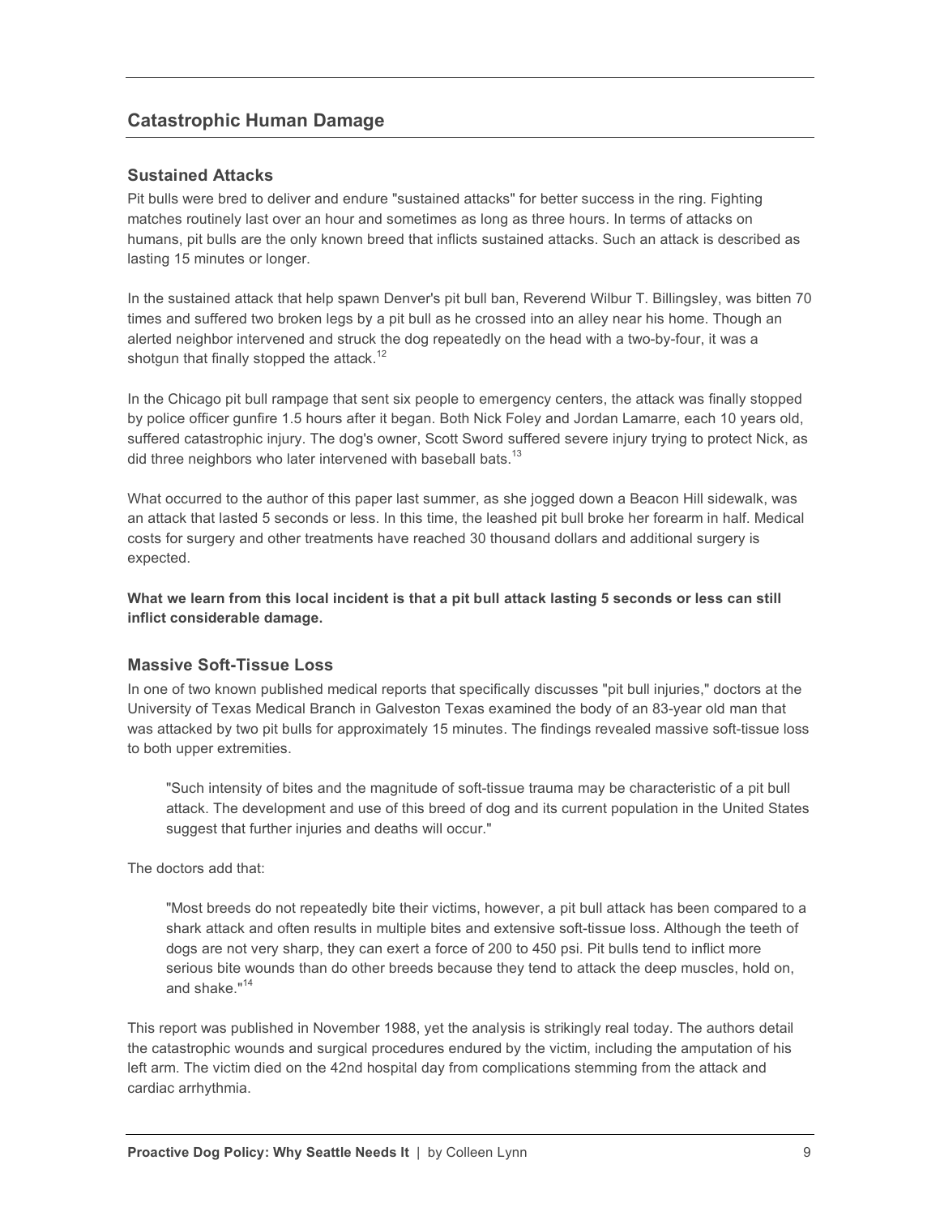## Catastrophic Human Damage

### Sustained Attacks

Pit bulls were bred to deliver and endure "sustained attacks" for better success in the ring. Fighting matches routinely last over an hour and sometimes as long as three hours. In terms of attacks on humans, pit bulls are the only known breed that inflicts sustained attacks. Such an attack is described as lasting 15 minutes or longer.

In the sustained attack that help spawn Denver's pit bull ban, Reverend Wilbur T. Billingsley, was bitten 70 times and suffered two broken legs by a pit bull as he crossed into an alley near his home. Though an alerted neighbor intervened and struck the dog repeatedly on the head with a two-by-four, it was a shotgun that finally stopped the attack.[12]

In the Chicago pit bull rampage that sent six people to emergency centers, the attack was finally stopped by police officer gunfire 1.5 hours after it began. Both Nick Foley and Jordan Lamarre, each 10 years old, suffered catastrophic injury. The dog's owner, Scott Sword suffered severe injury trying to protect Nick, as did three neighbors who later intervened with baseball bats.[13]

What occurred to the author of this paper last summer, as she jogged down a Beacon Hill sidewalk, was an attack that lasted 5 seconds or less. In this time, the leashed pit bull broke her forearm in half. Medical costs for surgery and other treatments have reached 30 thousand dollars and additional surgery is expected.

**What we learn from this local incident is that a pit bull attack lasting 5 seconds or less can still inflict considerable damage.**

### Massive Soft-Tissue Loss

In one of two known published medical reports that specifically discusses "pit bull injuries," doctors at the University of Texas Medical Branch in Galveston Texas examined the body of an 83-year old man that was attacked by two pit bulls for approximately 15 minutes. The findings revealed massive soft-tissue loss to both upper extremities.

> "Such intensity of bites and the magnitude of soft-tissue trauma may be characteristic of a pit bull attack. The development and use of this breed of dog and its current population in the United States suggest that further injuries and deaths will occur."

The doctors add that:

> "Most breeds do not repeatedly bite their victims, however, a pit bull attack has been compared to a shark attack and often results in multiple bites and extensive soft-tissue loss. Although the teeth of dogs are not very sharp, they can exert a force of 200 to 450 psi. Pit bulls tend to inflict more serious bite wounds than do other breeds because they tend to attack the deep muscles, hold on, and shake."[14]

This report was published in November 1988, yet the analysis is strikingly real today. The authors detail the catastrophic wounds and surgical procedures endured by the victim, including the amputation of his left arm. The victim died on the 42nd hospital day from complications stemming from the attack and cardiac arrhythmia.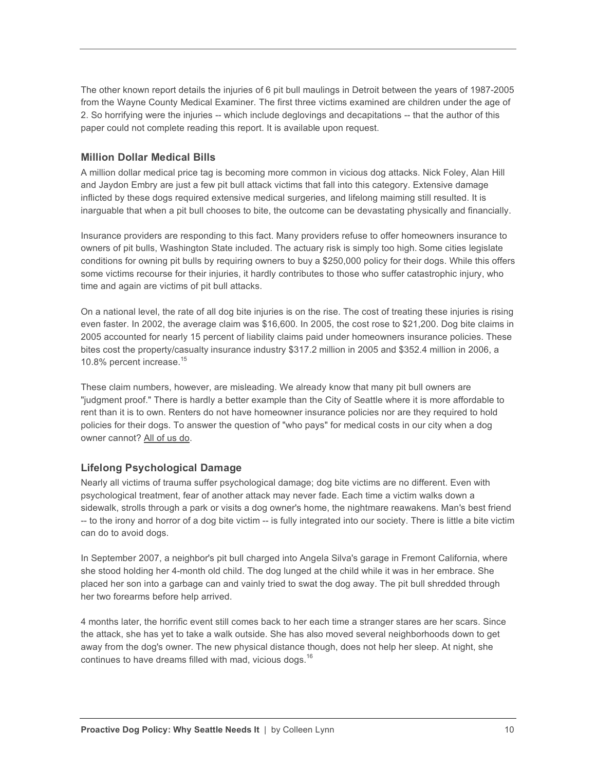The other known report details the injuries of 6 pit bull maulings in Detroit between the years of 1987-2005 from the Wayne County Medical Examiner. The first three victims examined are children under the age of 2. So horrifying were the injuries -- which include deglovings and decapitations -- that the author of this paper could not complete reading this report. It is available upon request.

### Million Dollar Medical Bills

A million dollar medical price tag is becoming more common in vicious dog attacks. Nick Foley, Alan Hill and Jaydon Embry are just a few pit bull attack victims that fall into this category. Extensive damage inflicted by these dogs required extensive medical surgeries, and lifelong maiming still resulted. It is inarguable that when a pit bull chooses to bite, the outcome can be devastating physically and financially.

Insurance providers are responding to this fact. Many providers refuse to offer homeowners insurance to owners of pit bulls, Washington State included. The actuary risk is simply too high. Some cities legislate conditions for owning pit bulls by requiring owners to buy a $250,000 policy for their dogs. While this offers some victims recourse for their injuries, it hardly contributes to those who suffer catastrophic injury, who time and again are victims of pit bull attacks.

On a national level, the rate of all dog bite injuries is on the rise. The cost of treating these injuries is rising even faster. In 2002, the average claim was $16,600. In 2005, the cost rose to $21,200. Dog bite claims in 2005 accounted for nearly 15 percent of liability claims paid under homeowners insurance policies. These bites cost the property/casualty insurance industry $317.2 million in 2005 and $352.4 million in 2006, a 10.8% percent increase.[15]

These claim numbers, however, are misleading. We already know that many pit bull owners are "judgment proof." There is hardly a better example than the City of Seattle where it is more affordable to rent than it is to own. Renters do not have homeowner insurance policies nor are they required to hold policies for their dogs. To answer the question of "who pays" for medical costs in our city when a dog owner cannot? <u>All of us do</u>.

### Lifelong Psychological Damage

Nearly all victims of trauma suffer psychological damage; dog bite victims are no different. Even with psychological treatment, fear of another attack may never fade. Each time a victim walks down a sidewalk, strolls through a park or visits a dog owner's home, the nightmare reawakens. Man's best friend -- to the irony and horror of a dog bite victim -- is fully integrated into our society. There is little a bite victim can do to avoid dogs.

In September 2007, a neighbor's pit bull charged into Angela Silva's garage in Fremont California, where she stood holding her 4-month old child. The dog lunged at the child while it was in her embrace. She placed her son into a garbage can and vainly tried to swat the dog away. The pit bull shredded through her two forearms before help arrived.

4 months later, the horrific event still comes back to her each time a stranger stares are her scars. Since the attack, she has yet to take a walk outside. She has also moved several neighborhoods down to get away from the dog's owner. The new physical distance though, does not help her sleep. At night, she continues to have dreams filled with mad, vicious dogs.[16]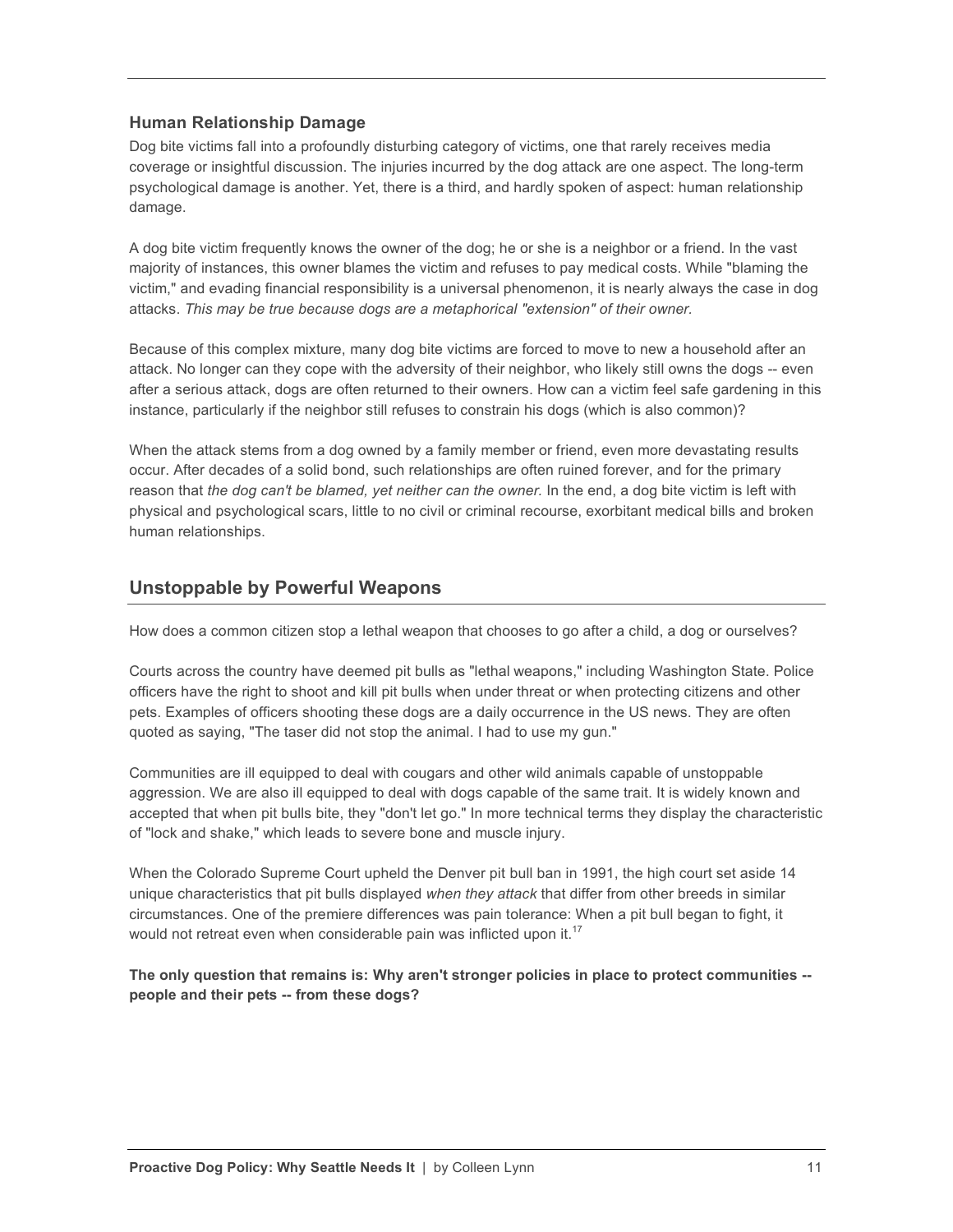### Human Relationship Damage

Dog bite victims fall into a profoundly disturbing category of victims, one that rarely receives media coverage or insightful discussion. The injuries incurred by the dog attack are one aspect. The long-term psychological damage is another. Yet, there is a third, and hardly spoken of aspect: human relationship damage.

A dog bite victim frequently knows the owner of the dog; he or she is a neighbor or a friend. In the vast majority of instances, this owner blames the victim and refuses to pay medical costs. While "blaming the victim," and evading financial responsibility is a universal phenomenon, it is nearly always the case in dog attacks. *This may be true because dogs are a metaphorical "extension" of their owner.*

Because of this complex mixture, many dog bite victims are forced to move to new a household after an attack. No longer can they cope with the adversity of their neighbor, who likely still owns the dogs -- even after a serious attack, dogs are often returned to their owners. How can a victim feel safe gardening in this instance, particularly if the neighbor still refuses to constrain his dogs (which is also common)?

When the attack stems from a dog owned by a family member or friend, even more devastating results occur. After decades of a solid bond, such relationships are often ruined forever, and for the primary reason that *the dog can't be blamed, yet neither can the owner.* In the end, a dog bite victim is left with physical and psychological scars, little to no civil or criminal recourse, exorbitant medical bills and broken human relationships.

## Unstoppable by Powerful Weapons

How does a common citizen stop a lethal weapon that chooses to go after a child, a dog or ourselves?

Courts across the country have deemed pit bulls as "lethal weapons," including Washington State. Police officers have the right to shoot and kill pit bulls when under threat or when protecting citizens and other pets. Examples of officers shooting these dogs are a daily occurrence in the US news. They are often quoted as saying, "The taser did not stop the animal. I had to use my gun."

Communities are ill equipped to deal with cougars and other wild animals capable of unstoppable aggression. We are also ill equipped to deal with dogs capable of the same trait. It is widely known and accepted that when pit bulls bite, they "don't let go." In more technical terms they display the characteristic of "lock and shake," which leads to severe bone and muscle injury.

When the Colorado Supreme Court upheld the Denver pit bull ban in 1991, the high court set aside 14 unique characteristics that pit bulls displayed *when they attack* that differ from other breeds in similar circumstances. One of the premiere differences was pain tolerance: When a pit bull began to fight, it would not retreat even when considerable pain was inflicted upon it.[17]

**The only question that remains is: Why aren't stronger policies in place to protect communities -- people and their pets -- from these dogs?**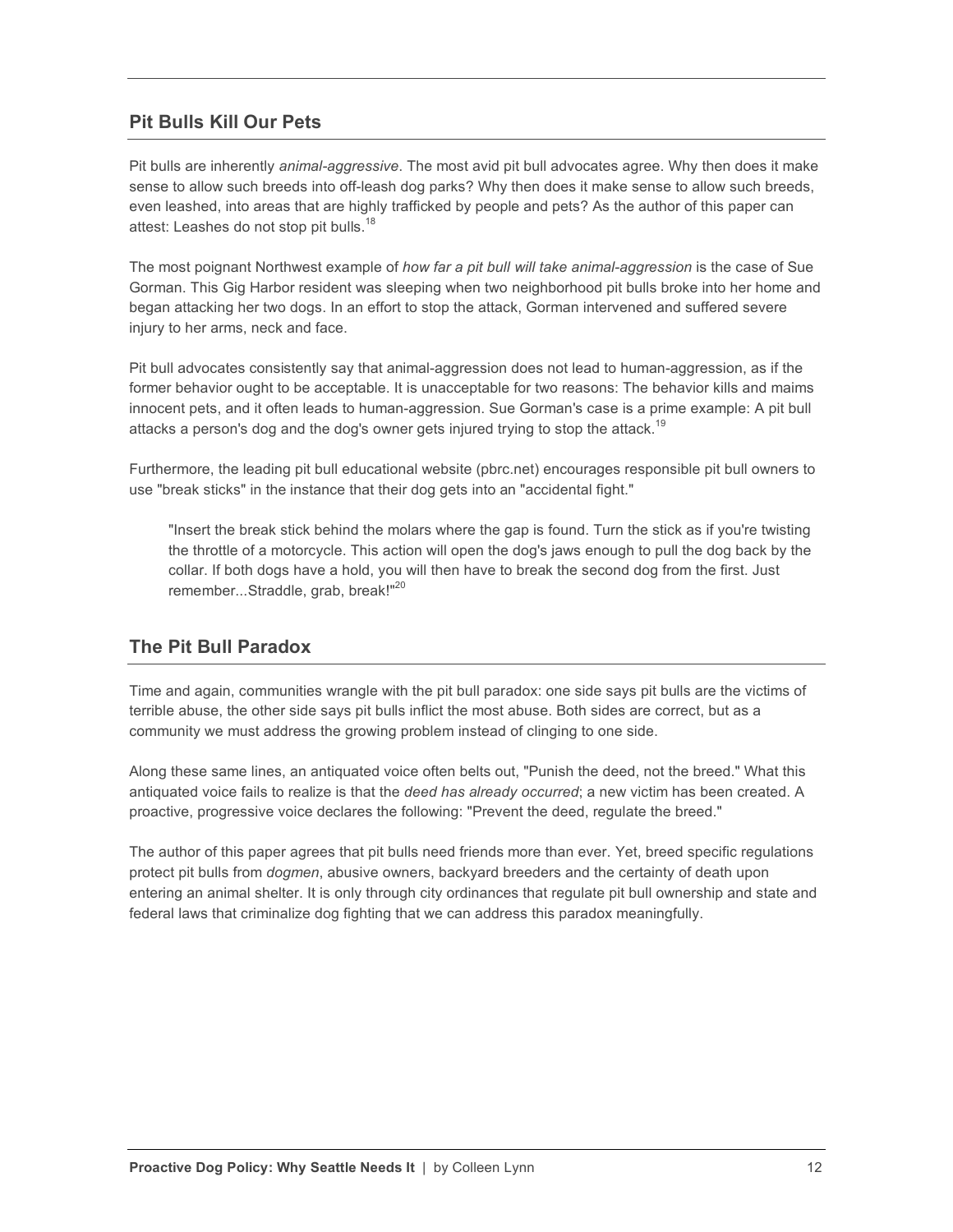## Pit Bulls Kill Our Pets

Pit bulls are inherently *animal-aggressive*. The most avid pit bull advocates agree. Why then does it make sense to allow such breeds into off-leash dog parks? Why then does it make sense to allow such breeds, even leashed, into areas that are highly trafficked by people and pets? As the author of this paper can attest: Leashes do not stop pit bulls.[18]

The most poignant Northwest example of *how far a pit bull will take animal-aggression* is the case of Sue Gorman. This Gig Harbor resident was sleeping when two neighborhood pit bulls broke into her home and began attacking her two dogs. In an effort to stop the attack, Gorman intervened and suffered severe injury to her arms, neck and face.

Pit bull advocates consistently say that animal-aggression does not lead to human-aggression, as if the former behavior ought to be acceptable. It is unacceptable for two reasons: The behavior kills and maims innocent pets, and it often leads to human-aggression. Sue Gorman's case is a prime example: A pit bull attacks a person's dog and the dog's owner gets injured trying to stop the attack.[19]

Furthermore, the leading pit bull educational website (pbrc.net) encourages responsible pit bull owners to use "break sticks" in the instance that their dog gets into an "accidental fight."

> "Insert the break stick behind the molars where the gap is found. Turn the stick as if you're twisting the throttle of a motorcycle. This action will open the dog's jaws enough to pull the dog back by the collar. If both dogs have a hold, you will then have to break the second dog from the first. Just remember...Straddle, grab, break!"[20]

## The Pit Bull Paradox

Time and again, communities wrangle with the pit bull paradox: one side says pit bulls are the victims of terrible abuse, the other side says pit bulls inflict the most abuse. Both sides are correct, but as a community we must address the growing problem instead of clinging to one side.

Along these same lines, an antiquated voice often belts out, "Punish the deed, not the breed." What this antiquated voice fails to realize is that the *deed has already occurred*; a new victim has been created. A proactive, progressive voice declares the following: "Prevent the deed, regulate the breed."

The author of this paper agrees that pit bulls need friends more than ever. Yet, breed specific regulations protect pit bulls from *dogmen*, abusive owners, backyard breeders and the certainty of death upon entering an animal shelter. It is only through city ordinances that regulate pit bull ownership and state and federal laws that criminalize dog fighting that we can address this paradox meaningfully.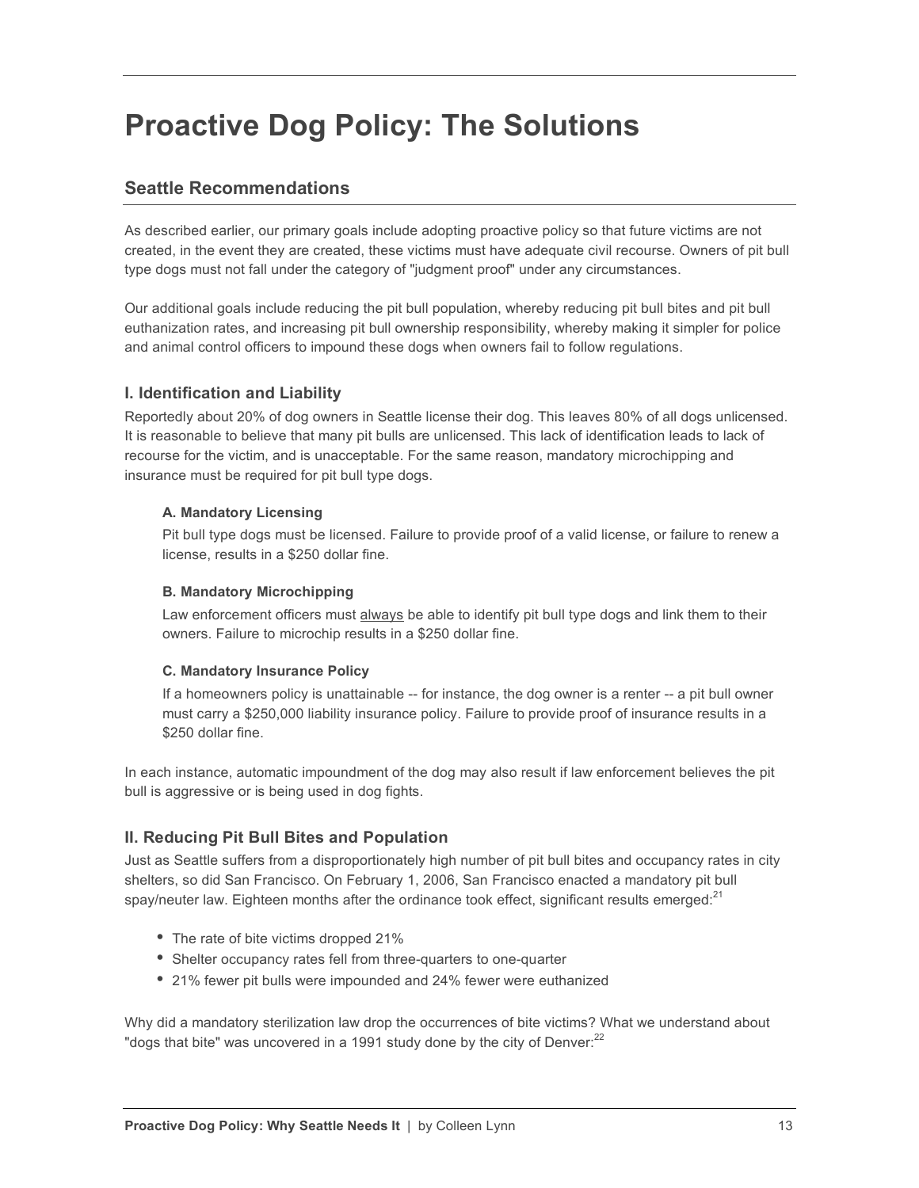# Proactive Dog Policy: The Solutions

## Seattle Recommendations

As described earlier, our primary goals include adopting proactive policy so that future victims are not created, in the event they are created, these victims must have adequate civil recourse. Owners of pit bull type dogs must not fall under the category of "judgment proof" under any circumstances.

Our additional goals include reducing the pit bull population, whereby reducing pit bull bites and pit bull euthanization rates, and increasing pit bull ownership responsibility, whereby making it simpler for police and animal control officers to impound these dogs when owners fail to follow regulations.

### I. Identification and Liability

Reportedly about 20% of dog owners in Seattle license their dog. This leaves 80% of all dogs unlicensed. It is reasonable to believe that many pit bulls are unlicensed. This lack of identification leads to lack of recourse for the victim, and is unacceptable. For the same reason, mandatory microchipping and insurance must be required for pit bull type dogs.

#### A. Mandatory Licensing

Pit bull type dogs must be licensed. Failure to provide proof of a valid license, or failure to renew a license, results in a $250 dollar fine.

#### B. Mandatory Microchipping

Law enforcement officers must <u>always</u> be able to identify pit bull type dogs and link them to their owners. Failure to microchip results in a $250 dollar fine.

#### C. Mandatory Insurance Policy

If a homeowners policy is unattainable -- for instance, the dog owner is a renter -- a pit bull owner must carry a $250,000 liability insurance policy. Failure to provide proof of insurance results in a $250 dollar fine.

In each instance, automatic impoundment of the dog may also result if law enforcement believes the pit bull is aggressive or is being used in dog fights.

### II. Reducing Pit Bull Bites and Population

Just as Seattle suffers from a disproportionately high number of pit bull bites and occupancy rates in city shelters, so did San Francisco. On February 1, 2006, San Francisco enacted a mandatory pit bull spay/neuter law. Eighteen months after the ordinance took effect, significant results emerged:[21]

- The rate of bite victims dropped 21%
- Shelter occupancy rates fell from three-quarters to one-quarter
- 21% fewer pit bulls were impounded and 24% fewer were euthanized

Why did a mandatory sterilization law drop the occurrences of bite victims? What we understand about "dogs that bite" was uncovered in a 1991 study done by the city of Denver:[22]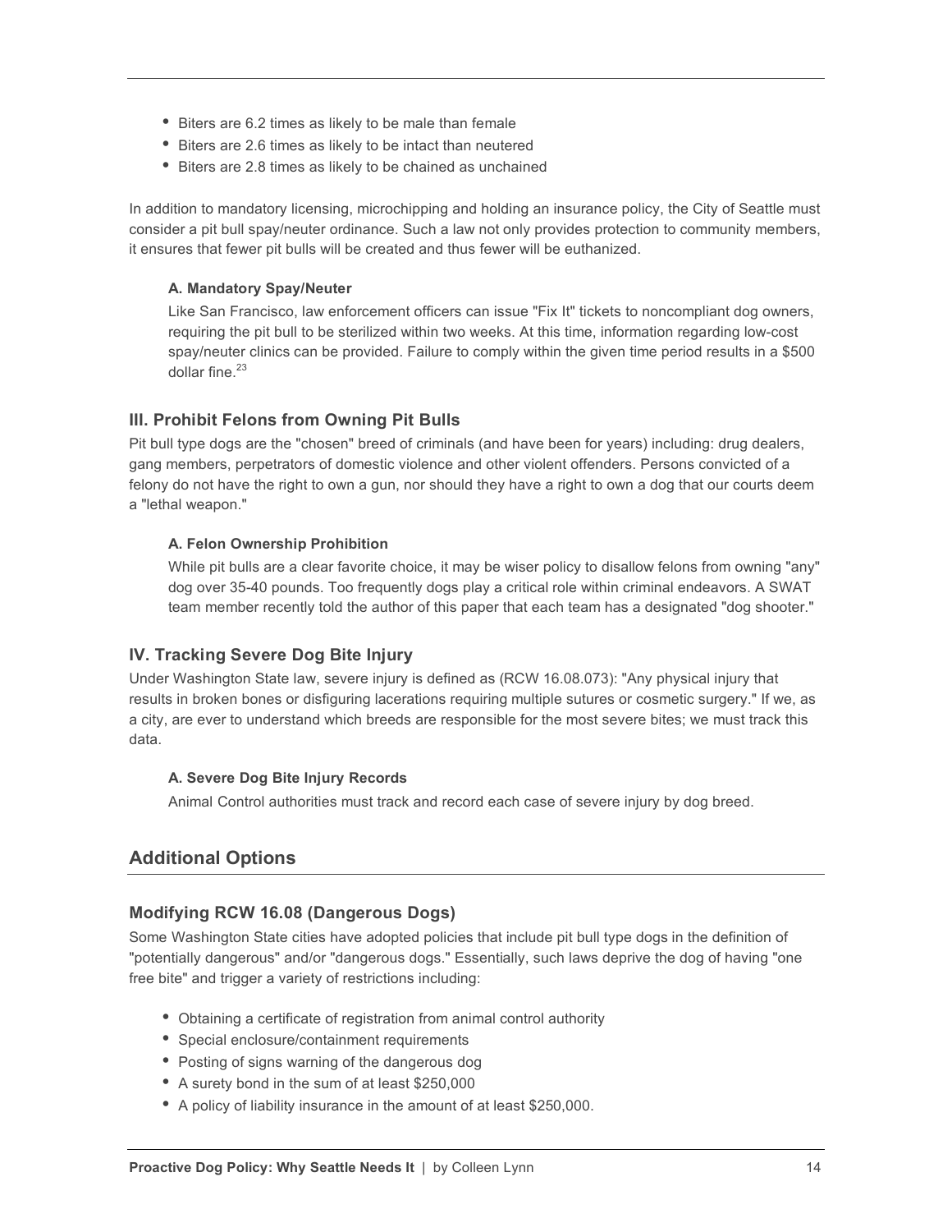- Biters are 6.2 times as likely to be male than female
- Biters are 2.6 times as likely to be intact than neutered
- Biters are 2.8 times as likely to be chained as unchained

In addition to mandatory licensing, microchipping and holding an insurance policy, the City of Seattle must consider a pit bull spay/neuter ordinance. Such a law not only provides protection to community members, it ensures that fewer pit bulls will be created and thus fewer will be euthanized.

#### A. Mandatory Spay/Neuter

Like San Francisco, law enforcement officers can issue "Fix It" tickets to noncompliant dog owners, requiring the pit bull to be sterilized within two weeks. At this time, information regarding low-cost spay/neuter clinics can be provided. Failure to comply within the given time period results in a $500 dollar fine.[23]

### III. Prohibit Felons from Owning Pit Bulls

Pit bull type dogs are the "chosen" breed of criminals (and have been for years) including: drug dealers, gang members, perpetrators of domestic violence and other violent offenders. Persons convicted of a felony do not have the right to own a gun, nor should they have a right to own a dog that our courts deem a "lethal weapon."

#### A. Felon Ownership Prohibition

While pit bulls are a clear favorite choice, it may be wiser policy to disallow felons from owning "any" dog over 35-40 pounds. Too frequently dogs play a critical role within criminal endeavors. A SWAT team member recently told the author of this paper that each team has a designated "dog shooter."

### IV. Tracking Severe Dog Bite Injury

Under Washington State law, severe injury is defined as (RCW 16.08.073): "Any physical injury that results in broken bones or disfiguring lacerations requiring multiple sutures or cosmetic surgery." If we, as a city, are ever to understand which breeds are responsible for the most severe bites; we must track this data.

#### A. Severe Dog Bite Injury Records

Animal Control authorities must track and record each case of severe injury by dog breed.

## Additional Options

### Modifying RCW 16.08 (Dangerous Dogs)

Some Washington State cities have adopted policies that include pit bull type dogs in the definition of "potentially dangerous" and/or "dangerous dogs." Essentially, such laws deprive the dog of having "one free bite" and trigger a variety of restrictions including:

- Obtaining a certificate of registration from animal control authority
- Special enclosure/containment requirements
- Posting of signs warning of the dangerous dog
- A surety bond in the sum of at least $250,000
- A policy of liability insurance in the amount of at least $250,000.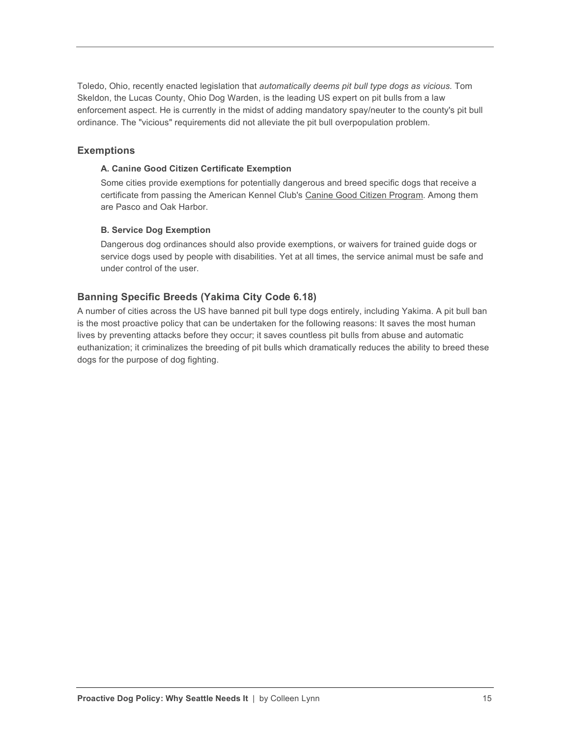Toledo, Ohio, recently enacted legislation that *automatically deems pit bull type dogs as vicious.* Tom Skeldon, the Lucas County, Ohio Dog Warden, is the leading US expert on pit bulls from a law enforcement aspect. He is currently in the midst of adding mandatory spay/neuter to the county's pit bull ordinance. The "vicious" requirements did not alleviate the pit bull overpopulation problem.

## Exemptions

### A. Canine Good Citizen Certificate Exemption

Some cities provide exemptions for potentially dangerous and breed specific dogs that receive a certificate from passing the American Kennel Club's Canine Good Citizen Program. Among them are Pasco and Oak Harbor.

### B. Service Dog Exemption

Dangerous dog ordinances should also provide exemptions, or waivers for trained guide dogs or service dogs used by people with disabilities. Yet at all times, the service animal must be safe and under control of the user.

## Banning Specific Breeds (Yakima City Code 6.18)

A number of cities across the US have banned pit bull type dogs entirely, including Yakima. A pit bull ban is the most proactive policy that can be undertaken for the following reasons: It saves the most human lives by preventing attacks before they occur; it saves countless pit bulls from abuse and automatic euthanization; it criminalizes the breeding of pit bulls which dramatically reduces the ability to breed these dogs for the purpose of dog fighting.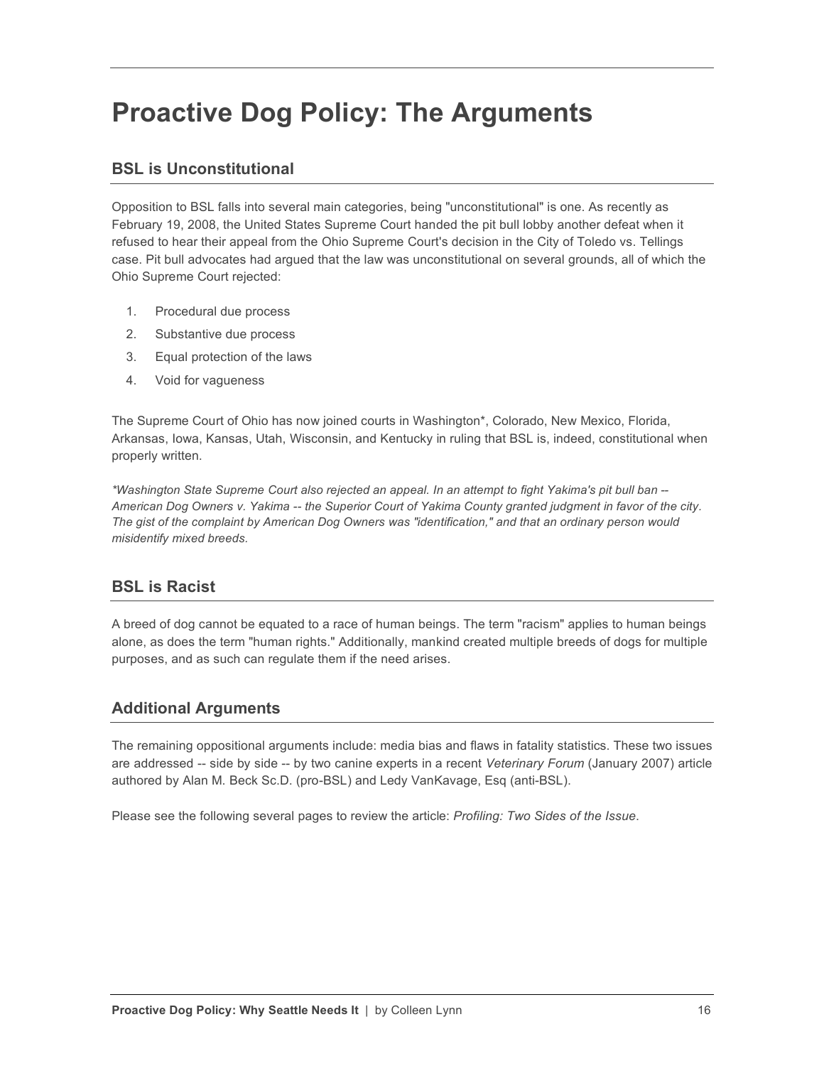# Proactive Dog Policy: The Arguments

## BSL is Unconstitutional

Opposition to BSL falls into several main categories, being "unconstitutional" is one. As recently as February 19, 2008, the United States Supreme Court handed the pit bull lobby another defeat when it refused to hear their appeal from the Ohio Supreme Court's decision in the City of Toledo vs. Tellings case. Pit bull advocates had argued that the law was unconstitutional on several grounds, all of which the Ohio Supreme Court rejected:

1. Procedural due process
2. Substantive due process
3. Equal protection of the laws
4. Void for vagueness

The Supreme Court of Ohio has now joined courts in Washington*, Colorado, New Mexico, Florida, Arkansas, Iowa, Kansas, Utah, Wisconsin, and Kentucky in ruling that BSL is, indeed, constitutional when properly written.

*\*Washington State Supreme Court also rejected an appeal. In an attempt to fight Yakima's pit bull ban -- American Dog Owners v. Yakima -- the Superior Court of Yakima County granted judgment in favor of the city. The gist of the complaint by American Dog Owners was "identification," and that an ordinary person would misidentify mixed breeds.*

## BSL is Racist

A breed of dog cannot be equated to a race of human beings. The term "racism" applies to human beings alone, as does the term "human rights." Additionally, mankind created multiple breeds of dogs for multiple purposes, and as such can regulate them if the need arises.

## Additional Arguments

The remaining oppositional arguments include: media bias and flaws in fatality statistics. These two issues are addressed -- side by side -- by two canine experts in a recent *Veterinary Forum* (January 2007) article authored by Alan M. Beck Sc.D. (pro-BSL) and Ledy VanKavage, Esq (anti-BSL).

Please see the following several pages to review the article: *Profiling: Two Sides of the Issue*.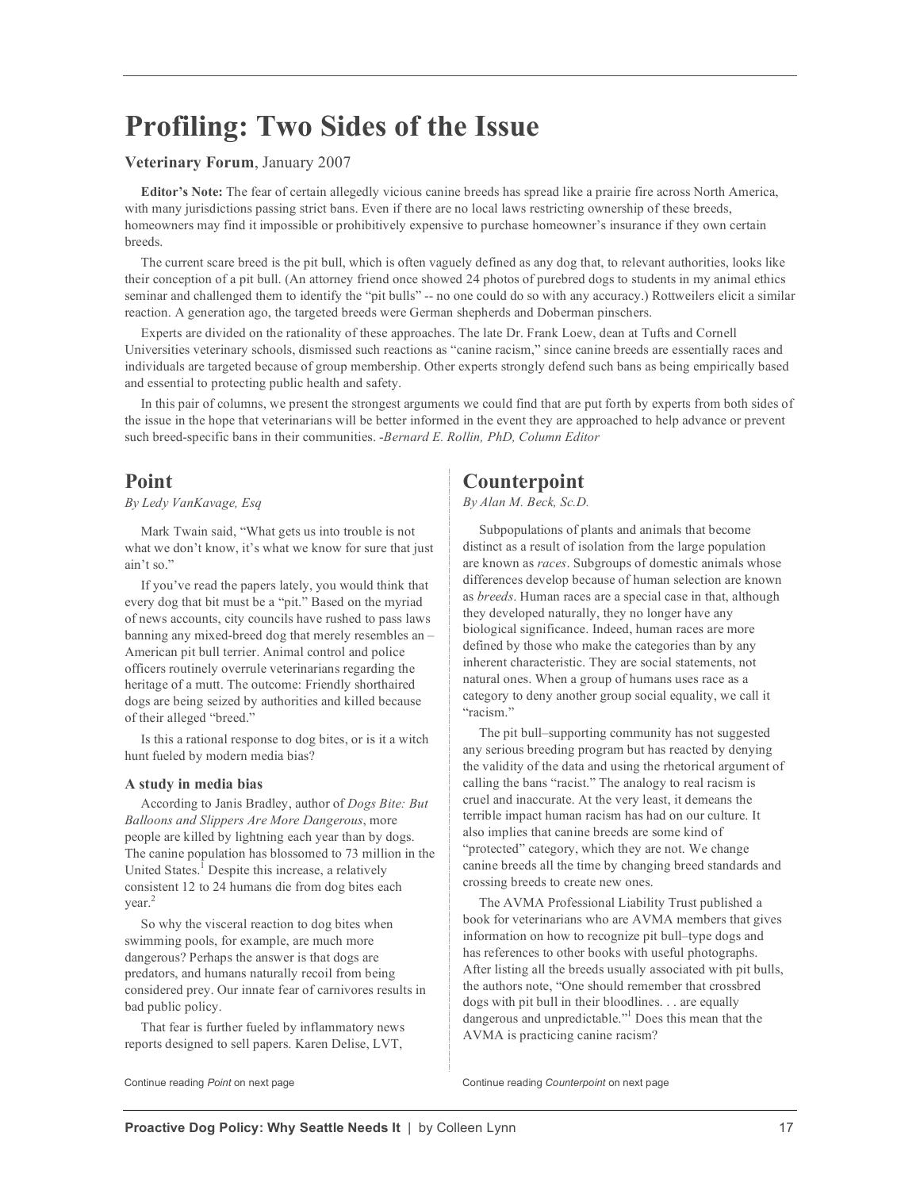# Profiling: Two Sides of the Issue

**Veterinary Forum**, January 2007

**Editor's Note:** The fear of certain allegedly vicious canine breeds has spread like a prairie fire across North America, with many jurisdictions passing strict bans. Even if there are no local laws restricting ownership of these breeds, homeowners may find it impossible or prohibitively expensive to purchase homeowner's insurance if they own certain breeds.

The current scare breed is the pit bull, which is often vaguely defined as any dog that, to relevant authorities, looks like their conception of a pit bull. (An attorney friend once showed 24 photos of purebred dogs to students in my animal ethics seminar and challenged them to identify the "pit bulls" -- no one could do so with any accuracy.) Rottweilers elicit a similar reaction. A generation ago, the targeted breeds were German shepherds and Doberman pinschers.

Experts are divided on the rationality of these approaches. The late Dr. Frank Loew, dean at Tufts and Cornell Universities veterinary schools, dismissed such reactions as "canine racism," since canine breeds are essentially races and individuals are targeted because of group membership. Other experts strongly defend such bans as being empirically based and essential to protecting public health and safety.

In this pair of columns, we present the strongest arguments we could find that are put forth by experts from both sides of the issue in the hope that veterinarians will be better informed in the event they are approached to help advance or prevent such breed-specific bans in their communities. -*Bernard E. Rollin, PhD, Column Editor*

## Point

*By Ledy VanKavage, Esq*

Mark Twain said, "What gets us into trouble is not what we don't know, it's what we know for sure that just ain't so."

If you've read the papers lately, you would think that every dog that bit must be a "pit." Based on the myriad of news accounts, city councils have rushed to pass laws banning any mixed-breed dog that merely resembles an – American pit bull terrier. Animal control and police officers routinely overrule veterinarians regarding the heritage of a mutt. The outcome: Friendly shorthaired dogs are being seized by authorities and killed because of their alleged "breed."

Is this a rational response to dog bites, or is it a witch hunt fueled by modern media bias?

### A study in media bias

According to Janis Bradley, author of *Dogs Bite: But Balloons and Slippers Are More Dangerous*, more people are killed by lightning each year than by dogs. The canine population has blossomed to 73 million in the United States.[1] Despite this increase, a relatively consistent 12 to 24 humans die from dog bites each year.[2]

So why the visceral reaction to dog bites when swimming pools, for example, are much more dangerous? Perhaps the answer is that dogs are predators, and humans naturally recoil from being considered prey. Our innate fear of carnivores results in bad public policy.

That fear is further fueled by inflammatory news reports designed to sell papers. Karen Delise, LVT,

Continue reading *Point* on next page

## Counterpoint

*By Alan M. Beck, Sc.D.*

Subpopulations of plants and animals that become distinct as a result of isolation from the large population are known as *races*. Subgroups of domestic animals whose differences develop because of human selection are known as *breeds*. Human races are a special case in that, although they developed naturally, they no longer have any biological significance. Indeed, human races are more defined by those who make the categories than by any inherent characteristic. They are social statements, not natural ones. When a group of humans uses race as a category to deny another group social equality, we call it "racism."

The pit bull–supporting community has not suggested any serious breeding program but has reacted by denying the validity of the data and using the rhetorical argument of calling the bans "racist." The analogy to real racism is cruel and inaccurate. At the very least, it demeans the terrible impact human racism has had on our culture. It also implies that canine breeds are some kind of "protected" category, which they are not. We change canine breeds all the time by changing breed standards and crossing breeds to create new ones.

The AVMA Professional Liability Trust published a book for veterinarians who are AVMA members that gives information on how to recognize pit bull–type dogs and has references to other books with useful photographs. After listing all the breeds usually associated with pit bulls, the authors note, "One should remember that crossbred dogs with pit bull in their bloodlines. . . are equally dangerous and unpredictable."[1] Does this mean that the AVMA is practicing canine racism?

Continue reading *Counterpoint* on next page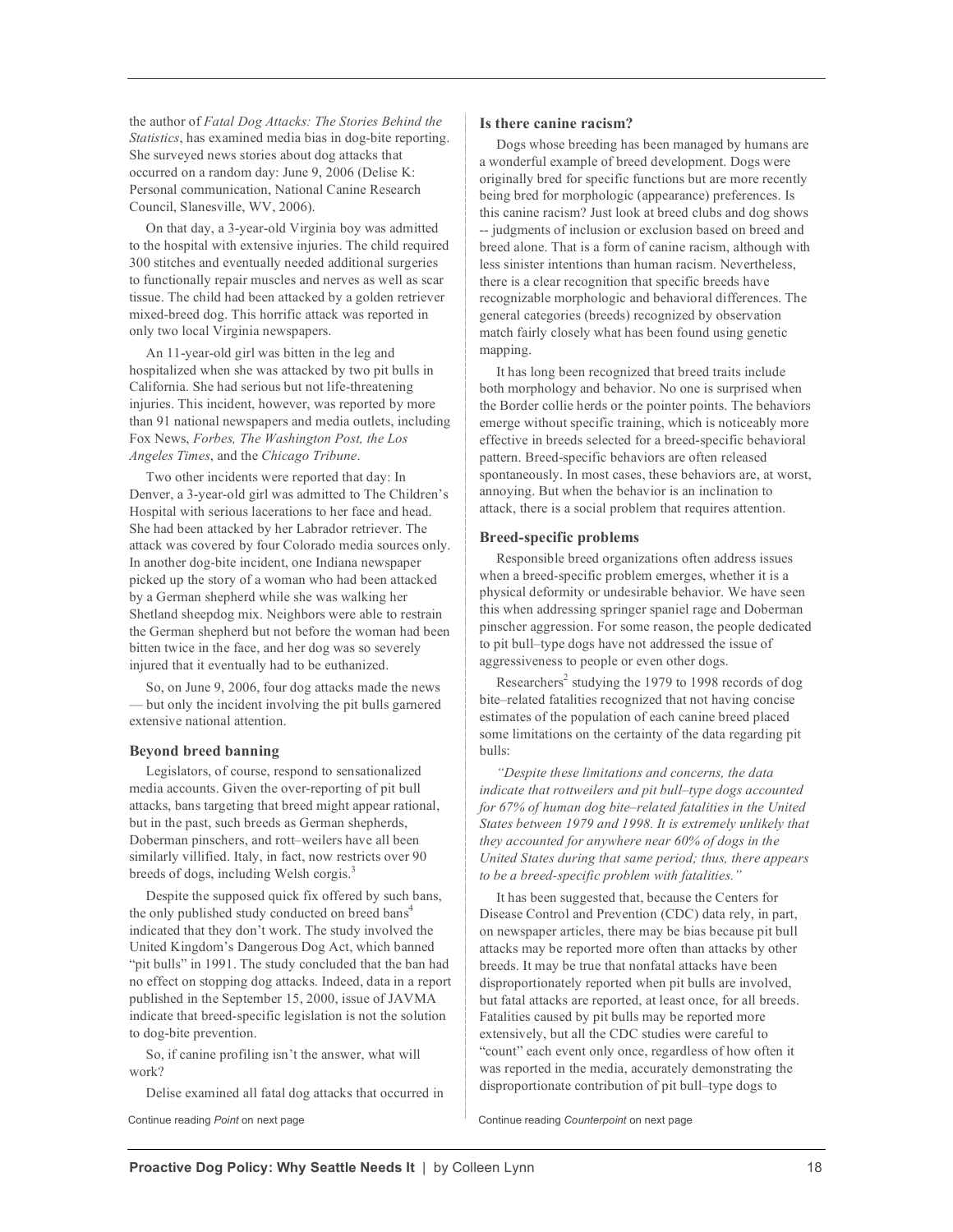the author of *Fatal Dog Attacks: The Stories Behind the Statistics*, has examined media bias in dog-bite reporting. She surveyed news stories about dog attacks that occurred on a random day: June 9, 2006 (Delise K: Personal communication, National Canine Research Council, Slanesville, WV, 2006).

On that day, a 3-year-old Virginia boy was admitted to the hospital with extensive injuries. The child required 300 stitches and eventually needed additional surgeries to functionally repair muscles and nerves as well as scar tissue. The child had been attacked by a golden retriever mixed-breed dog. This horrific attack was reported in only two local Virginia newspapers.

An 11-year-old girl was bitten in the leg and hospitalized when she was attacked by two pit bulls in California. She had serious but not life-threatening injuries. This incident, however, was reported by more than 91 national newspapers and media outlets, including Fox News, *Forbes, The Washington Post, the Los Angeles Times*, and the *Chicago Tribune*.

Two other incidents were reported that day: In Denver, a 3-year-old girl was admitted to The Children's Hospital with serious lacerations to her face and head. She had been attacked by her Labrador retriever. The attack was covered by four Colorado media sources only. In another dog-bite incident, one Indiana newspaper picked up the story of a woman who had been attacked by a German shepherd while she was walking her Shetland sheepdog mix. Neighbors were able to restrain the German shepherd but not before the woman had been bitten twice in the face, and her dog was so severely injured that it eventually had to be euthanized.

So, on June 9, 2006, four dog attacks made the news — but only the incident involving the pit bulls garnered extensive national attention.

### Beyond breed banning

Legislators, of course, respond to sensationalized media accounts. Given the over-reporting of pit bull attacks, bans targeting that breed might appear rational, but in the past, such breeds as German shepherds, Doberman pinschers, and rott–weilers have all been similarly villified. Italy, in fact, now restricts over 90 breeds of dogs, including Welsh corgis.[3]

Despite the supposed quick fix offered by such bans, the only published study conducted on breed bans[4] indicated that they don't work. The study involved the United Kingdom's Dangerous Dog Act, which banned "pit bulls" in 1991. The study concluded that the ban had no effect on stopping dog attacks. Indeed, data in a report published in the September 15, 2000, issue of JAVMA indicate that breed-specific legislation is not the solution to dog-bite prevention.

So, if canine profiling isn't the answer, what will work?

Delise examined all fatal dog attacks that occurred in

Continue reading *Point* on next page

### Is there canine racism?

Dogs whose breeding has been managed by humans are a wonderful example of breed development. Dogs were originally bred for specific functions but are more recently being bred for morphologic (appearance) preferences. Is this canine racism? Just look at breed clubs and dog shows -- judgments of inclusion or exclusion based on breed and breed alone. That is a form of canine racism, although with less sinister intentions than human racism. Nevertheless, there is a clear recognition that specific breeds have recognizable morphologic and behavioral differences. The general categories (breeds) recognized by observation match fairly closely what has been found using genetic mapping.

It has long been recognized that breed traits include both morphology and behavior. No one is surprised when the Border collie herds or the pointer points. The behaviors emerge without specific training, which is noticeably more effective in breeds selected for a breed-specific behavioral pattern. Breed-specific behaviors are often released spontaneously. In most cases, these behaviors are, at worst, annoying. But when the behavior is an inclination to attack, there is a social problem that requires attention.

### Breed-specific problems

Responsible breed organizations often address issues when a breed-specific problem emerges, whether it is a physical deformity or undesirable behavior. We have seen this when addressing springer spaniel rage and Doberman pinscher aggression. For some reason, the people dedicated to pit bull–type dogs have not addressed the issue of aggressiveness to people or even other dogs.

Researchers[2] studying the 1979 to 1998 records of dog bite–related fatalities recognized that not having concise estimates of the population of each canine breed placed some limitations on the certainty of the data regarding pit bulls:

*"Despite these limitations and concerns, the data indicate that rottweilers and pit bull–type dogs accounted for 67% of human dog bite–related fatalities in the United States between 1979 and 1998. It is extremely unlikely that they accounted for anywhere near 60% of dogs in the United States during that same period; thus, there appears to be a breed-specific problem with fatalities."*

It has been suggested that, because the Centers for Disease Control and Prevention (CDC) data rely, in part, on newspaper articles, there may be bias because pit bull attacks may be reported more often than attacks by other breeds. It may be true that nonfatal attacks have been disproportionately reported when pit bulls are involved, but fatal attacks are reported, at least once, for all breeds. Fatalities caused by pit bulls may be reported more extensively, but all the CDC studies were careful to "count" each event only once, regardless of how often it was reported in the media, accurately demonstrating the disproportionate contribution of pit bull–type dogs to

Continue reading *Counterpoint* on next page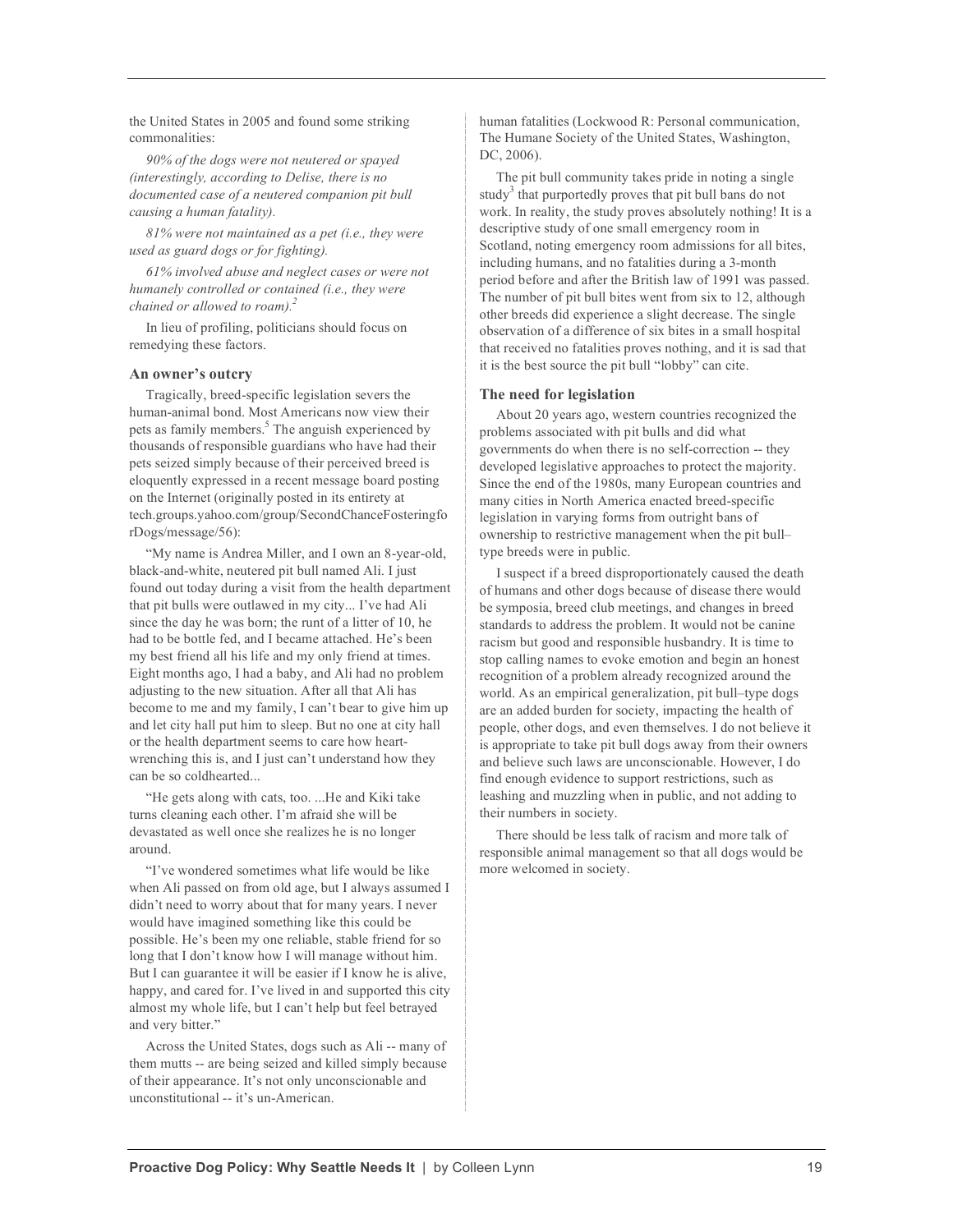the United States in 2005 and found some striking commonalities:

*90% of the dogs were not neutered or spayed (interestingly, according to Delise, there is no documented case of a neutered companion pit bull causing a human fatality).*

*81% were not maintained as a pet (i.e., they were used as guard dogs or for fighting).*

*61% involved abuse and neglect cases or were not humanely controlled or contained (i.e., they were chained or allowed to roam).*[2]

In lieu of profiling, politicians should focus on remedying these factors.

### An owner's outcry

Tragically, breed-specific legislation severs the human-animal bond. Most Americans now view their pets as family members.[5] The anguish experienced by thousands of responsible guardians who have had their pets seized simply because of their perceived breed is eloquently expressed in a recent message board posting on the Internet (originally posted in its entirety at tech.groups.yahoo.com/group/SecondChanceFosteringforDogs/message/56):

"My name is Andrea Miller, and I own an 8-year-old, black-and-white, neutered pit bull named Ali. I just found out today during a visit from the health department that pit bulls were outlawed in my city... I've had Ali since the day he was born; the runt of a litter of 10, he had to be bottle fed, and I became attached. He's been my best friend all his life and my only friend at times. Eight months ago, I had a baby, and Ali had no problem adjusting to the new situation. After all that Ali has become to me and my family, I can't bear to give him up and let city hall put him to sleep. But no one at city hall or the health department seems to care how heart-wrenching this is, and I just can't understand how they can be so coldhearted...

"He gets along with cats, too. ...He and Kiki take turns cleaning each other. I'm afraid she will be devastated as well once she realizes he is no longer around.

"I've wondered sometimes what life would be like when Ali passed on from old age, but I always assumed I didn't need to worry about that for many years. I never would have imagined something like this could be possible. He's been my one reliable, stable friend for so long that I don't know how I will manage without him. But I can guarantee it will be easier if I know he is alive, happy, and cared for. I've lived in and supported this city almost my whole life, but I can't help but feel betrayed and very bitter."

Across the United States, dogs such as Ali -- many of them mutts -- are being seized and killed simply because of their appearance. It's not only unconscionable and unconstitutional -- it's un-American.

human fatalities (Lockwood R: Personal communication, The Humane Society of the United States, Washington, DC, 2006).

The pit bull community takes pride in noting a single study[3] that purportedly proves that pit bull bans do not work. In reality, the study proves absolutely nothing! It is a descriptive study of one small emergency room in Scotland, noting emergency room admissions for all bites, including humans, and no fatalities during a 3-month period before and after the British law of 1991 was passed. The number of pit bull bites went from six to 12, although other breeds did experience a slight decrease. The single observation of a difference of six bites in a small hospital that received no fatalities proves nothing, and it is sad that it is the best source the pit bull "lobby" can cite.

### The need for legislation

About 20 years ago, western countries recognized the problems associated with pit bulls and did what governments do when there is no self-correction -- they developed legislative approaches to protect the majority. Since the end of the 1980s, many European countries and many cities in North America enacted breed-specific legislation in varying forms from outright bans of ownership to restrictive management when the pit bull–type breeds were in public.

I suspect if a breed disproportionately caused the death of humans and other dogs because of disease there would be symposia, breed club meetings, and changes in breed standards to address the problem. It would not be canine racism but good and responsible husbandry. It is time to stop calling names to evoke emotion and begin an honest recognition of a problem already recognized around the world. As an empirical generalization, pit bull–type dogs are an added burden for society, impacting the health of people, other dogs, and even themselves. I do not believe it is appropriate to take pit bull dogs away from their owners and believe such laws are unconscionable. However, I do find enough evidence to support restrictions, such as leashing and muzzling when in public, and not adding to their numbers in society.

There should be less talk of racism and more talk of responsible animal management so that all dogs would be more welcomed in society.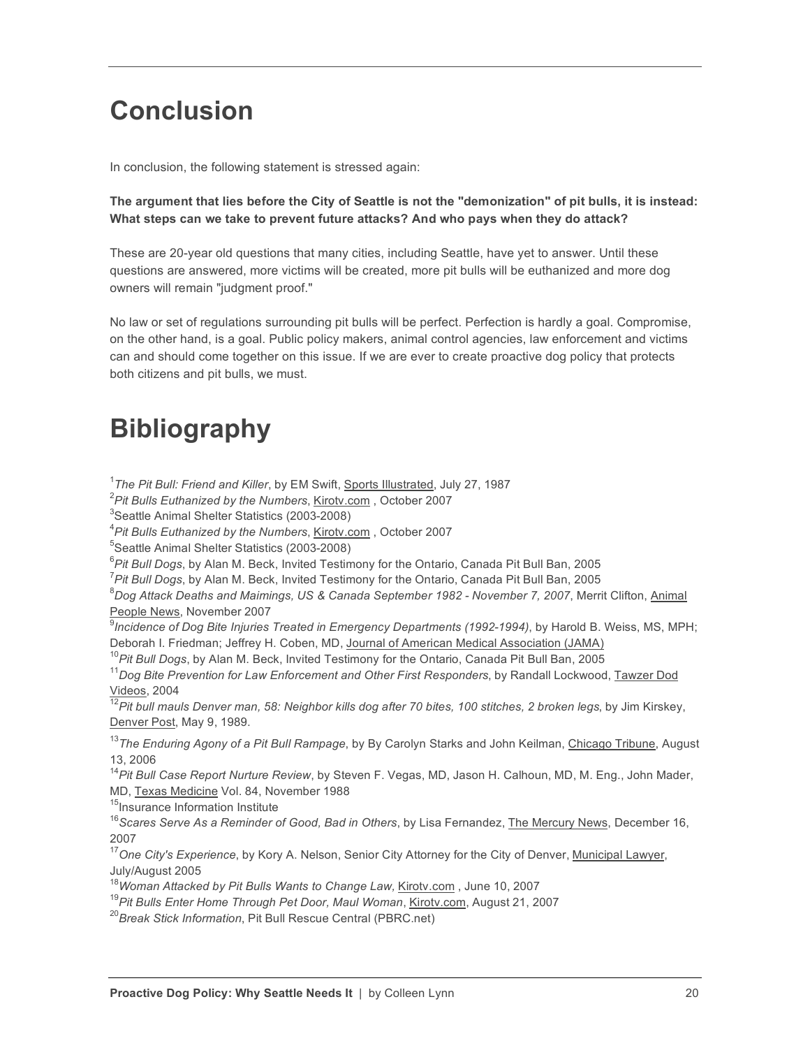# Conclusion

In conclusion, the following statement is stressed again:

**The argument that lies before the City of Seattle is not the "demonization" of pit bulls, it is instead: What steps can we take to prevent future attacks? And who pays when they do attack?**

These are 20-year old questions that many cities, including Seattle, have yet to answer. Until these questions are answered, more victims will be created, more pit bulls will be euthanized and more dog owners will remain "judgment proof."

No law or set of regulations surrounding pit bulls will be perfect. Perfection is hardly a goal. Compromise, on the other hand, is a goal. Public policy makers, animal control agencies, law enforcement and victims can and should come together on this issue. If we are ever to create proactive dog policy that protects both citizens and pit bulls, we must.

# Bibliography

[1]*The Pit Bull: Friend and Killer*, by EM Swift, Sports Illustrated, July 27, 1987
[2]*Pit Bulls Euthanized by the Numbers*, Kirotv.com , October 2007
[3]Seattle Animal Shelter Statistics (2003-2008)
[4]*Pit Bulls Euthanized by the Numbers*, Kirotv.com , October 2007
[5]Seattle Animal Shelter Statistics (2003-2008)
[6]*Pit Bull Dogs*, by Alan M. Beck, Invited Testimony for the Ontario, Canada Pit Bull Ban, 2005
[7]*Pit Bull Dogs*, by Alan M. Beck, Invited Testimony for the Ontario, Canada Pit Bull Ban, 2005
[8]*Dog Attack Deaths and Maimings, US & Canada September 1982 - November 7, 2007*, Merrit Clifton, Animal People News, November 2007
[9]*Incidence of Dog Bite Injuries Treated in Emergency Departments (1992-1994)*, by Harold B. Weiss, MS, MPH; Deborah I. Friedman; Jeffrey H. Coben, MD, Journal of American Medical Association (JAMA)
[10]*Pit Bull Dogs*, by Alan M. Beck, Invited Testimony for the Ontario, Canada Pit Bull Ban, 2005
[11]*Dog Bite Prevention for Law Enforcement and Other First Responders*, by Randall Lockwood, Tawzer Dod Videos, 2004
[12]*Pit bull mauls Denver man, 58: Neighbor kills dog after 70 bites, 100 stitches, 2 broken legs*, by Jim Kirskey, Denver Post, May 9, 1989.
[13]*The Enduring Agony of a Pit Bull Rampage*, by By Carolyn Starks and John Keilman, Chicago Tribune, August 13, 2006
[14]*Pit Bull Case Report Nurture Review*, by Steven F. Vegas, MD, Jason H. Calhoun, MD, M. Eng., John Mader, MD, Texas Medicine Vol. 84, November 1988
[15]Insurance Information Institute
[16]*Scares Serve As a Reminder of Good, Bad in Others*, by Lisa Fernandez, The Mercury News, December 16, 2007
[17]*One City's Experience*, by Kory A. Nelson, Senior City Attorney for the City of Denver, Municipal Lawyer, July/August 2005
[18]*Woman Attacked by Pit Bulls Wants to Change Law,* Kirotv.com , June 10, 2007
[19]*Pit Bulls Enter Home Through Pet Door, Maul Woman*, Kirotv.com, August 21, 2007
[20]*Break Stick Information*, Pit Bull Rescue Central (PBRC.net)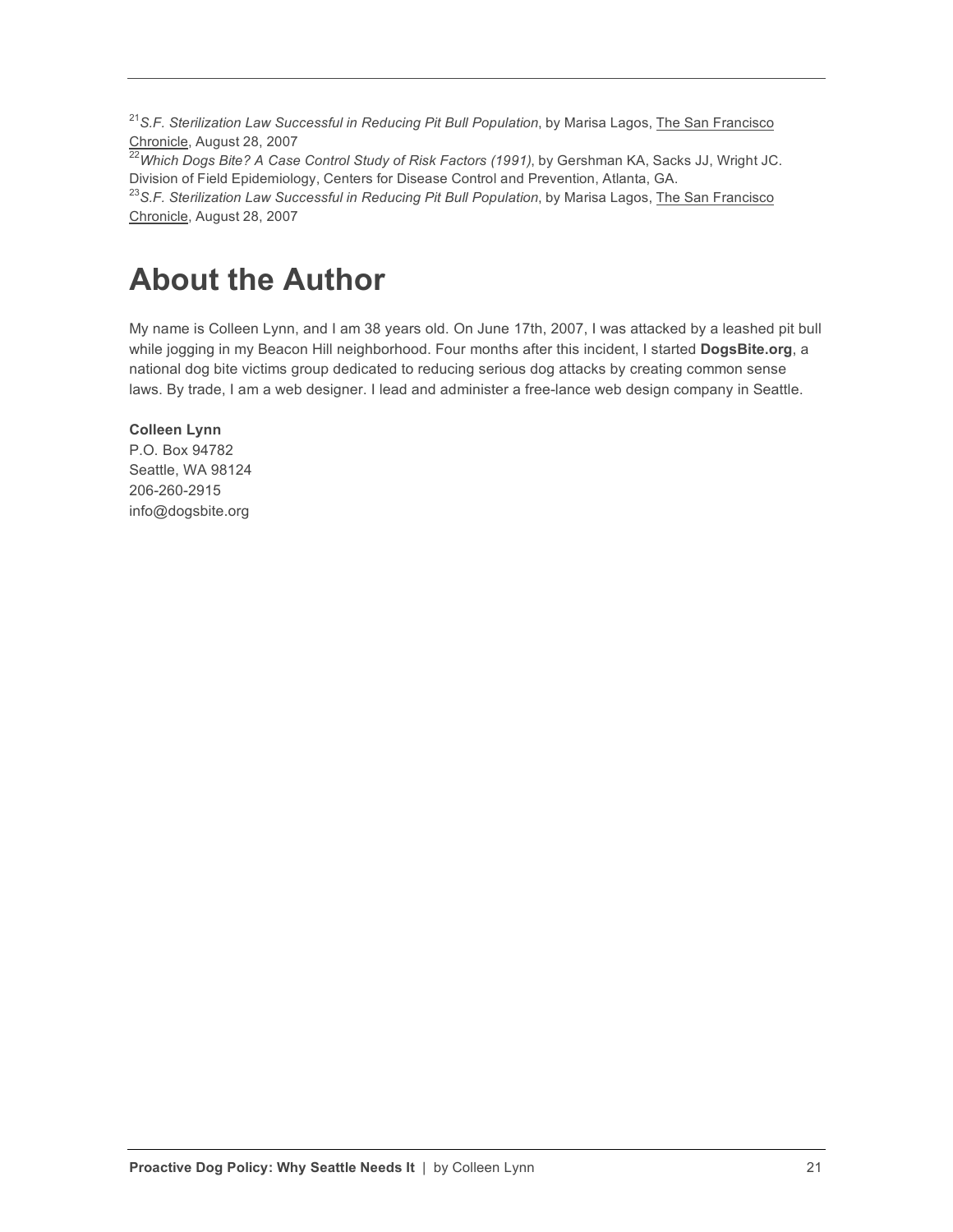[21]*S.F. Sterilization Law Successful in Reducing Pit Bull Population*, by Marisa Lagos, The San Francisco Chronicle, August 28, 2007

[22]*Which Dogs Bite? A Case Control Study of Risk Factors (1991)*, by Gershman KA, Sacks JJ, Wright JC. Division of Field Epidemiology, Centers for Disease Control and Prevention, Atlanta, GA.

[23]*S.F. Sterilization Law Successful in Reducing Pit Bull Population*, by Marisa Lagos, The San Francisco Chronicle, August 28, 2007

# About the Author

My name is Colleen Lynn, and I am 38 years old. On June 17th, 2007, I was attacked by a leashed pit bull while jogging in my Beacon Hill neighborhood. Four months after this incident, I started **DogsBite.org**, a national dog bite victims group dedicated to reducing serious dog attacks by creating common sense laws. By trade, I am a web designer. I lead and administer a free-lance web design company in Seattle.

**Colleen Lynn**
P.O. Box 94782
Seattle, WA 98124
206-260-2915
info@dogsbite.org